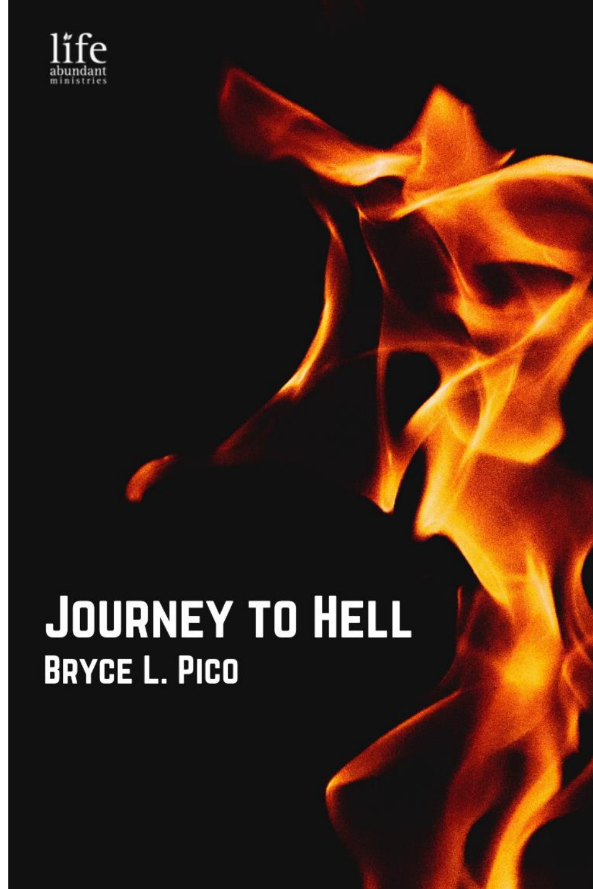life
abundant
ministries

# Journey to Hell

## Bryce L. Pico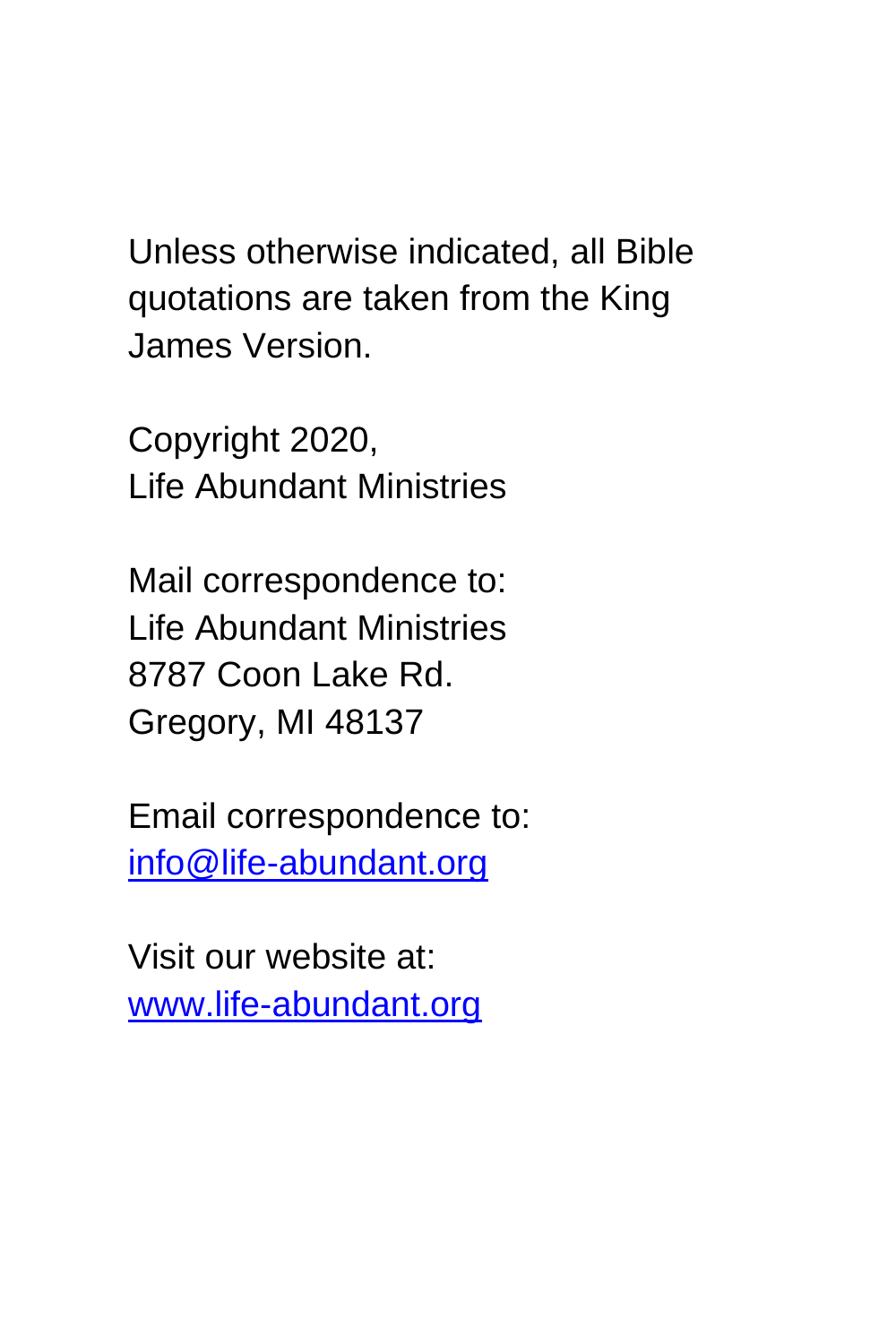Unless otherwise indicated, all Bible quotations are taken from the King James Version.

Copyright 2020,
Life Abundant Ministries

Mail correspondence to:
Life Abundant Ministries
8787 Coon Lake Rd.
Gregory, MI 48137

Email correspondence to:
info@life-abundant.org

Visit our website at:
www.life-abundant.org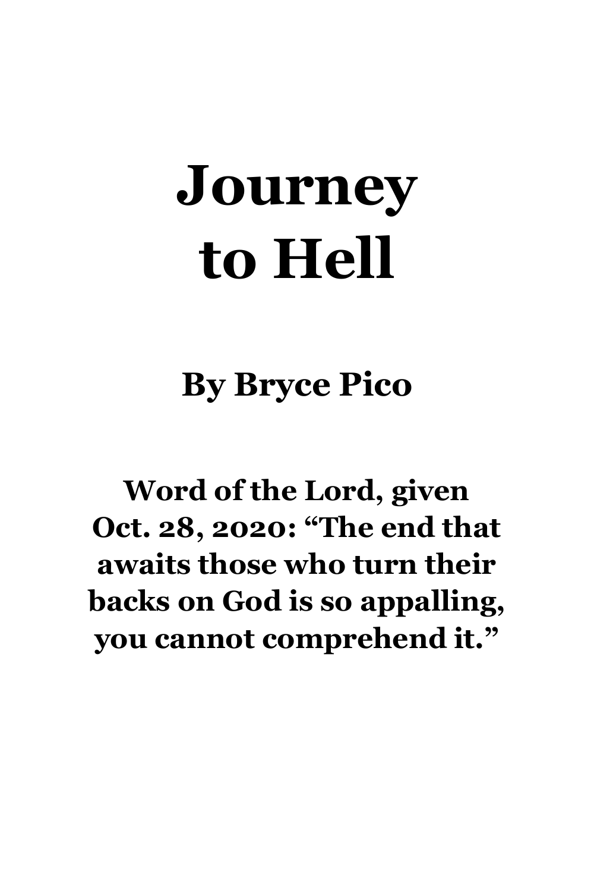# Journey to Hell

**By Bryce Pico**

**Word of the Lord, given Oct. 28, 2020: "The end that awaits those who turn their backs on God is so appalling, you cannot comprehend it."**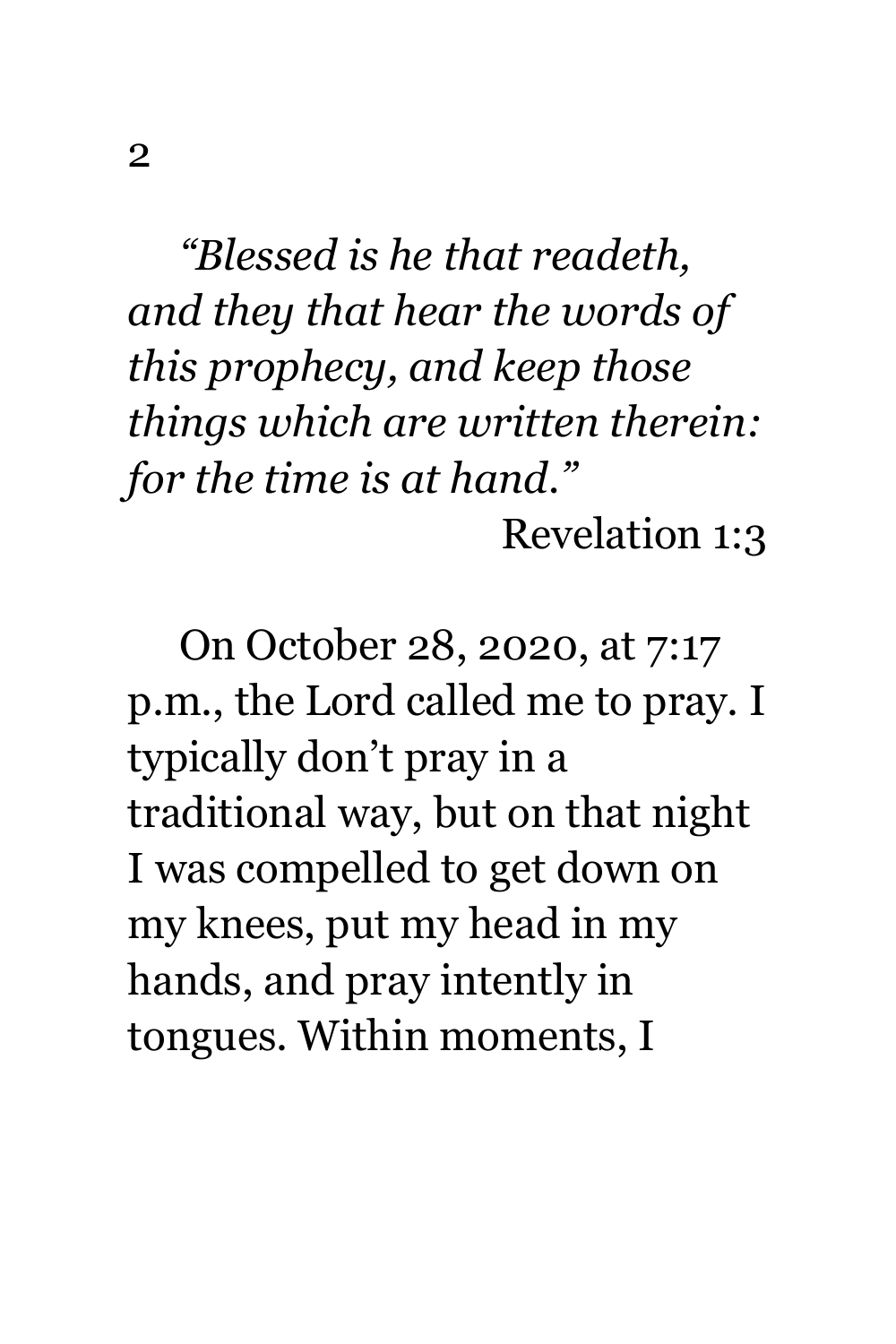# 2

*"Blessed is he that readeth, and they that hear the words of this prophecy, and keep those things which are written therein: for the time is at hand."*

Revelation 1:3

On October 28, 2020, at 7:17 p.m., the Lord called me to pray. I typically don't pray in a traditional way, but on that night I was compelled to get down on my knees, put my head in my hands, and pray intently in tongues. Within moments, I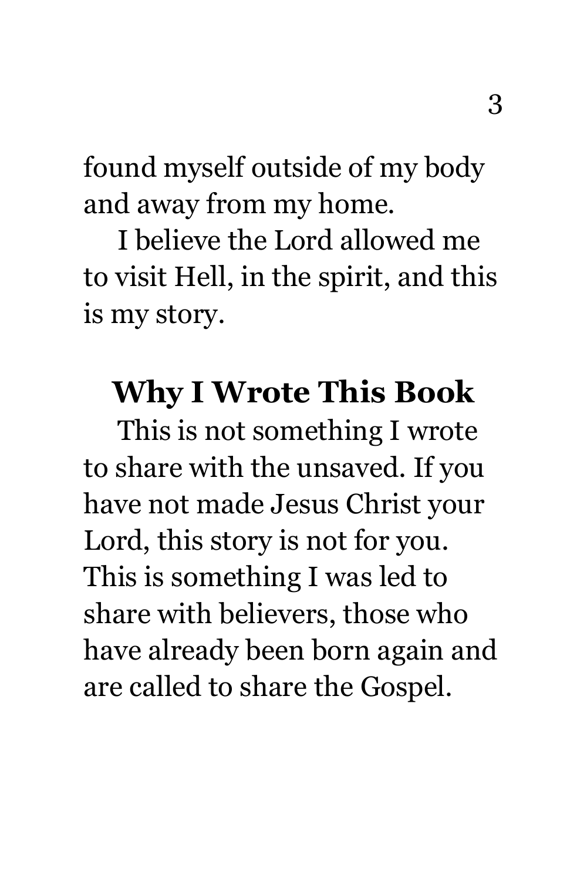found myself outside of my body and away from my home.

I believe the Lord allowed me to visit Hell, in the spirit, and this is my story.

## Why I Wrote This Book

This is not something I wrote to share with the unsaved. If you have not made Jesus Christ your Lord, this story is not for you. This is something I was led to share with believers, those who have already been born again and are called to share the Gospel.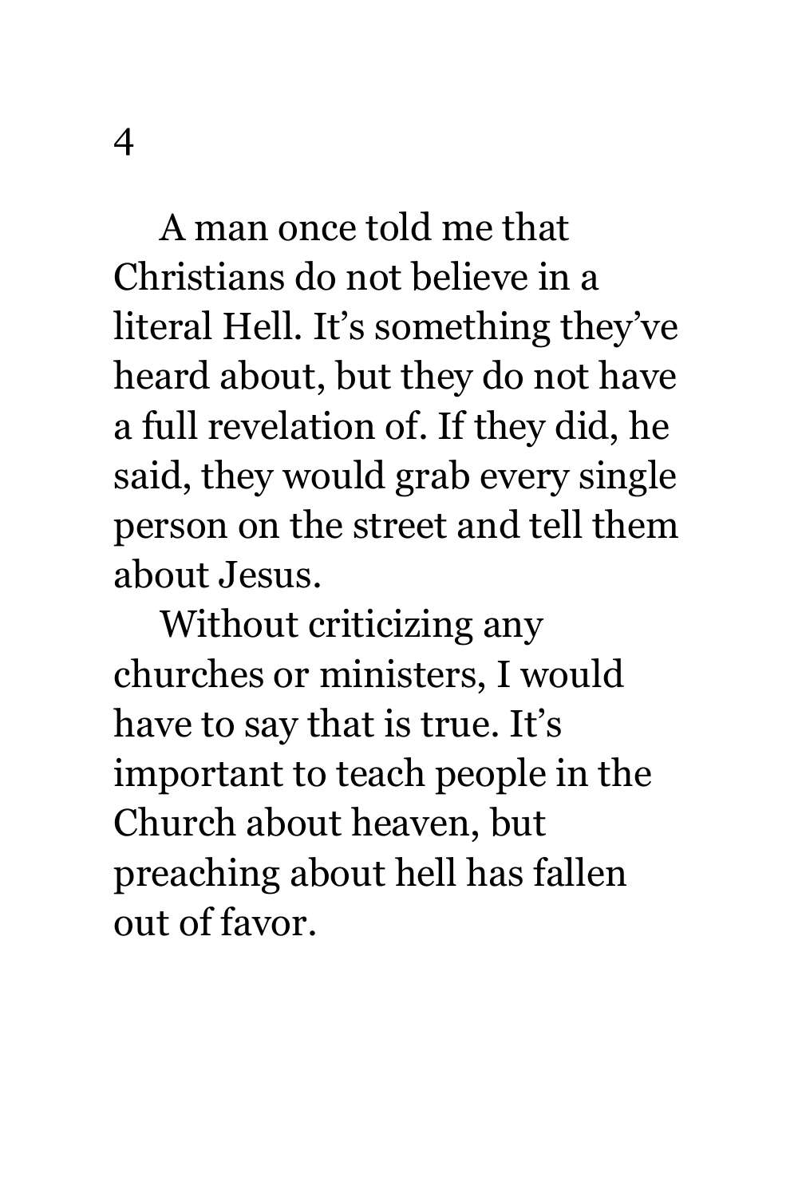A man once told me that Christians do not believe in a literal Hell. It's something they've heard about, but they do not have a full revelation of. If they did, he said, they would grab every single person on the street and tell them about Jesus.

Without criticizing any churches or ministers, I would have to say that is true. It's important to teach people in the Church about heaven, but preaching about hell has fallen out of favor.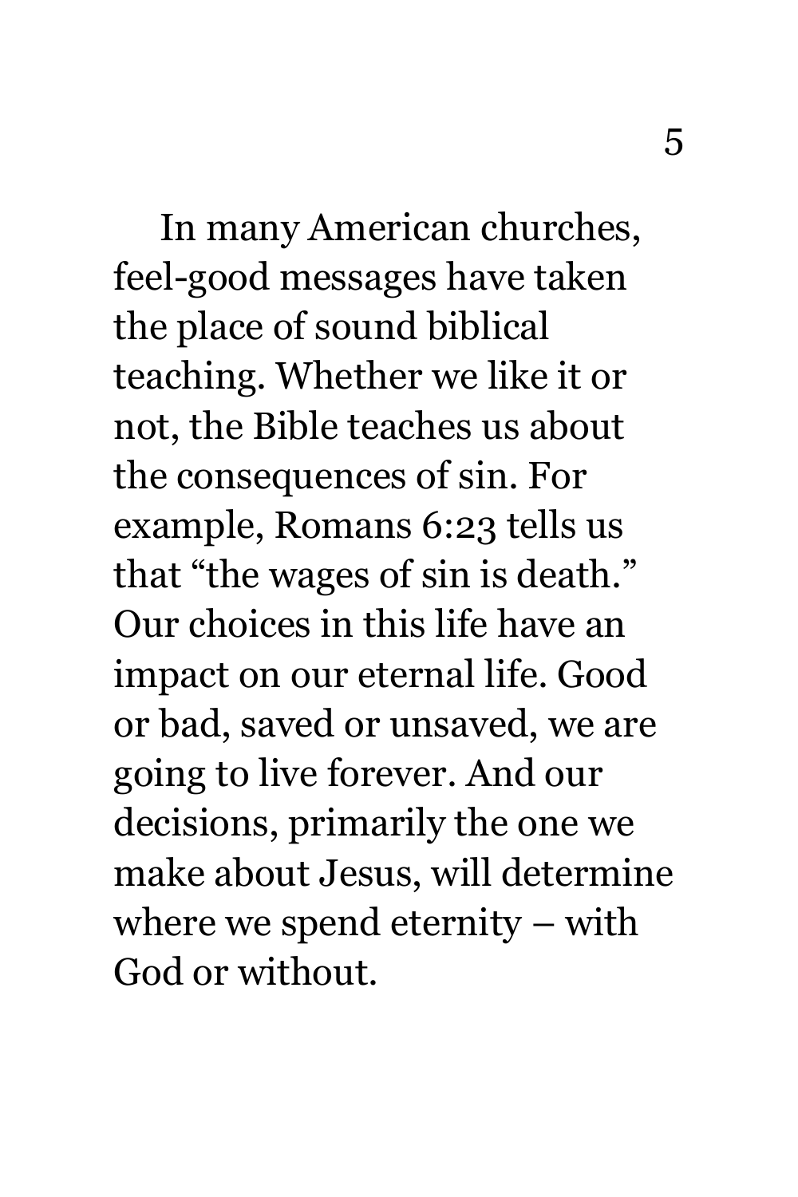In many American churches, feel-good messages have taken the place of sound biblical teaching. Whether we like it or not, the Bible teaches us about the consequences of sin. For example, Romans 6:23 tells us that “the wages of sin is death.” Our choices in this life have an impact on our eternal life. Good or bad, saved or unsaved, we are going to live forever. And our decisions, primarily the one we make about Jesus, will determine where we spend eternity – with God or without.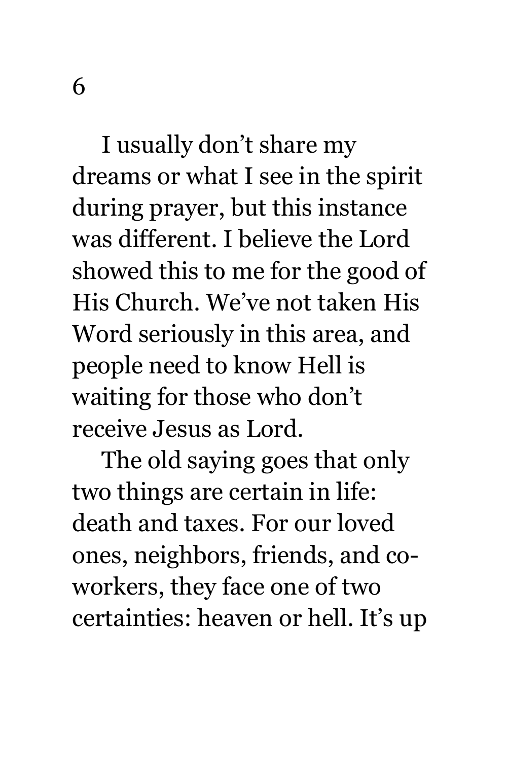I usually don't share my dreams or what I see in the spirit during prayer, but this instance was different. I believe the Lord showed this to me for the good of His Church. We've not taken His Word seriously in this area, and people need to know Hell is waiting for those who don't receive Jesus as Lord.

The old saying goes that only two things are certain in life: death and taxes. For our loved ones, neighbors, friends, and co-workers, they face one of two certainties: heaven or hell. It's up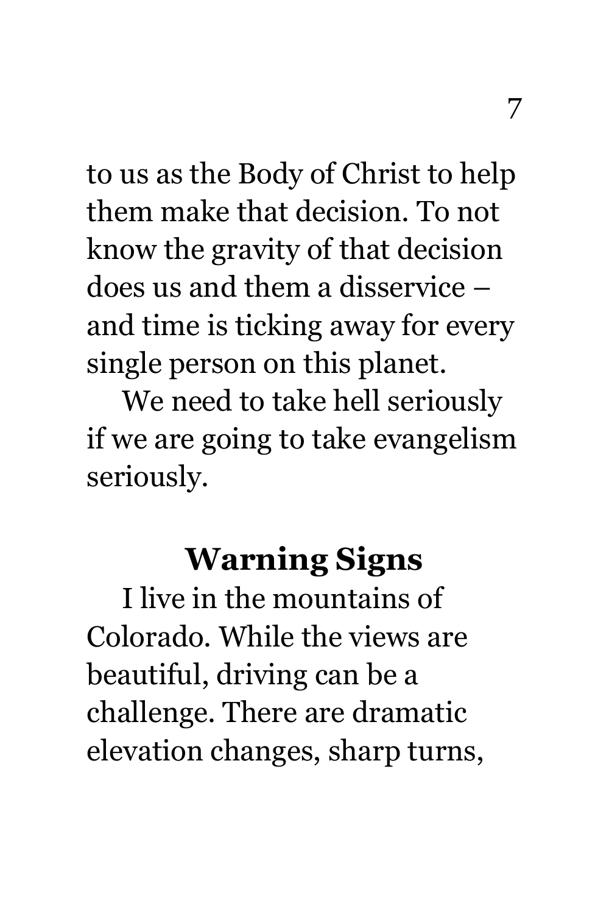to us as the Body of Christ to help them make that decision. To not know the gravity of that decision does us and them a disservice – and time is ticking away for every single person on this planet.

We need to take hell seriously if we are going to take evangelism seriously.

## Warning Signs

I live in the mountains of Colorado. While the views are beautiful, driving can be a challenge. There are dramatic elevation changes, sharp turns,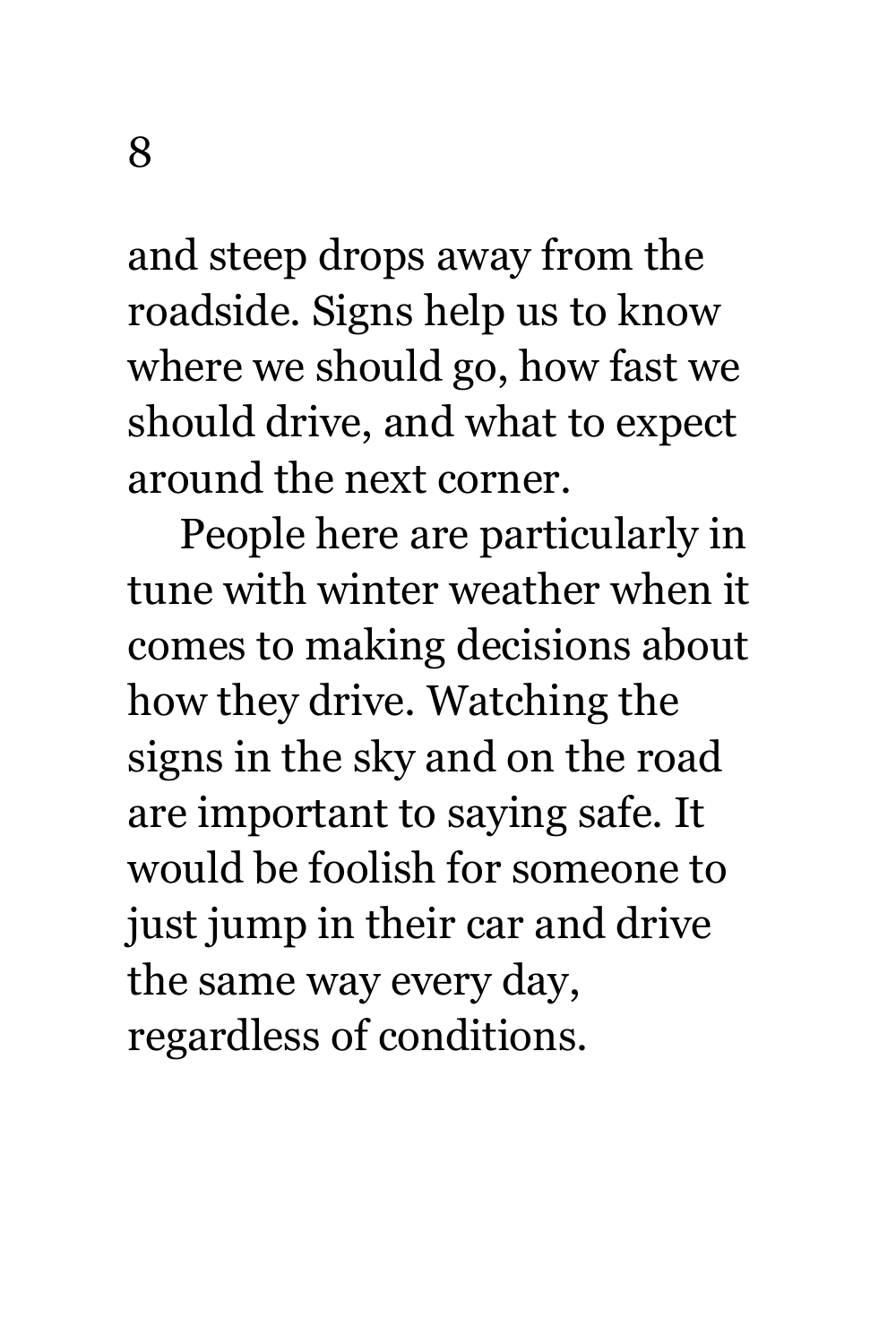and steep drops away from the roadside. Signs help us to know where we should go, how fast we should drive, and what to expect around the next corner.

People here are particularly in tune with winter weather when it comes to making decisions about how they drive. Watching the signs in the sky and on the road are important to saying safe. It would be foolish for someone to just jump in their car and drive the same way every day, regardless of conditions.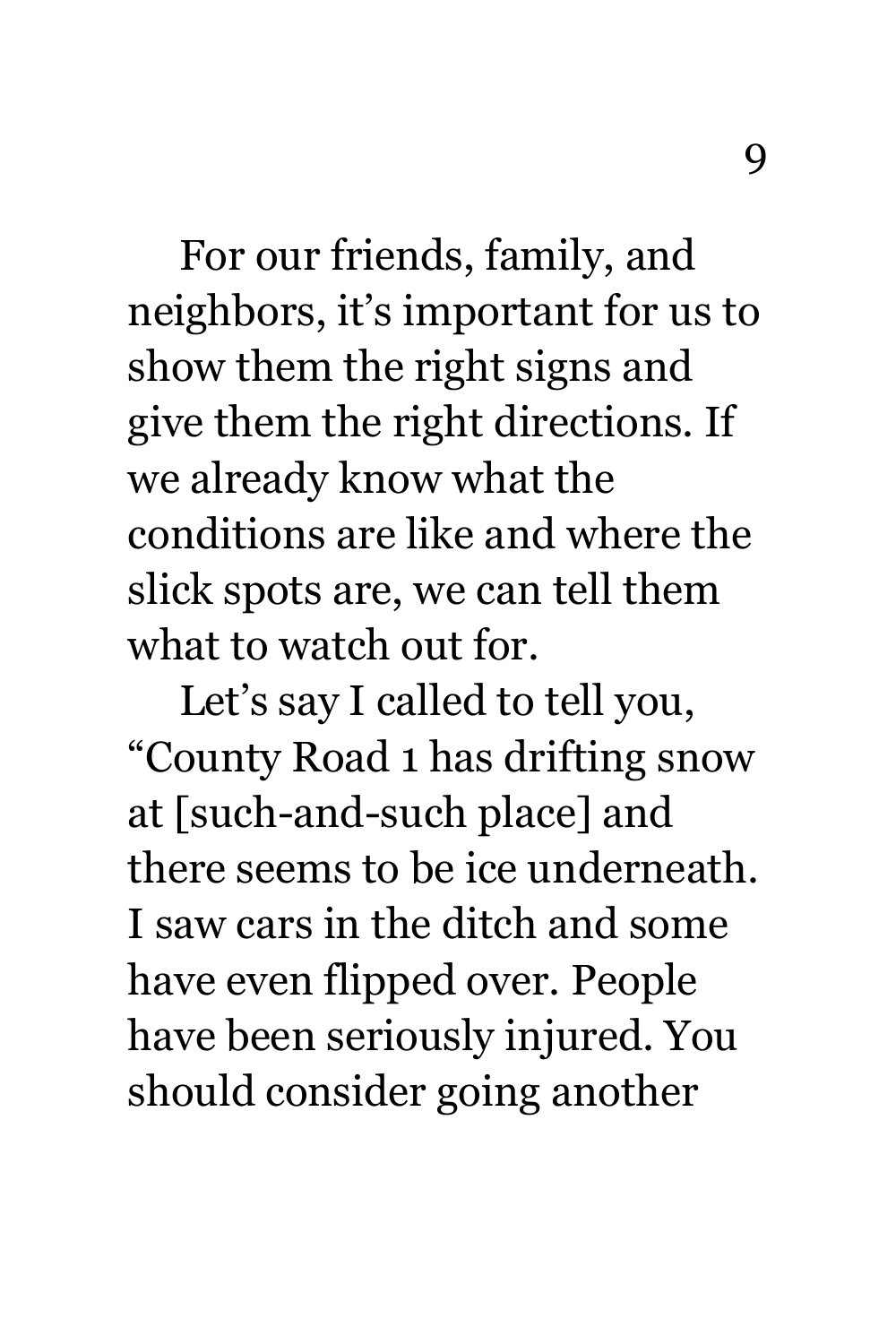For our friends, family, and neighbors, it's important for us to show them the right signs and give them the right directions. If we already know what the conditions are like and where the slick spots are, we can tell them what to watch out for.

Let's say I called to tell you, "County Road 1 has drifting snow at [such-and-such place] and there seems to be ice underneath. I saw cars in the ditch and some have even flipped over. People have been seriously injured. You should consider going another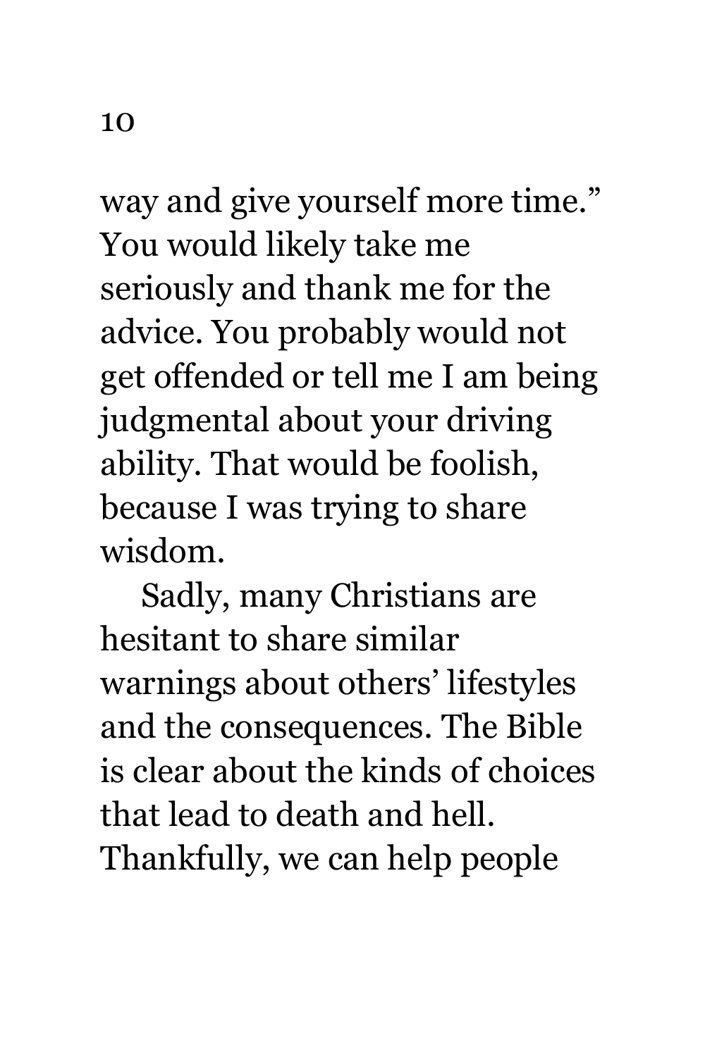way and give yourself more time." You would likely take me seriously and thank me for the advice. You probably would not get offended or tell me I am being judgmental about your driving ability. That would be foolish, because I was trying to share wisdom.

Sadly, many Christians are hesitant to share similar warnings about others' lifestyles and the consequences. The Bible is clear about the kinds of choices that lead to death and hell. Thankfully, we can help people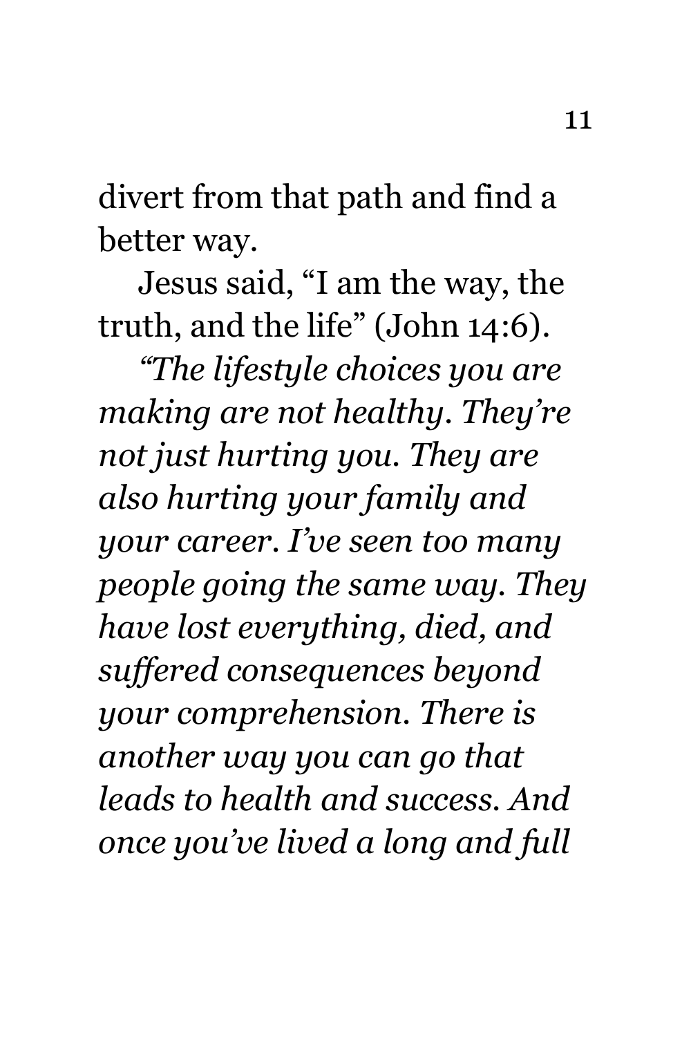divert from that path and find a better way.

Jesus said, “I am the way, the truth, and the life” (John 14:6).

*“The lifestyle choices you are making are not healthy. They’re not just hurting you. They are also hurting your family and your career. I’ve seen too many people going the same way. They have lost everything, died, and suffered consequences beyond your comprehension. There is another way you can go that leads to health and success. And once you’ve lived a long and full*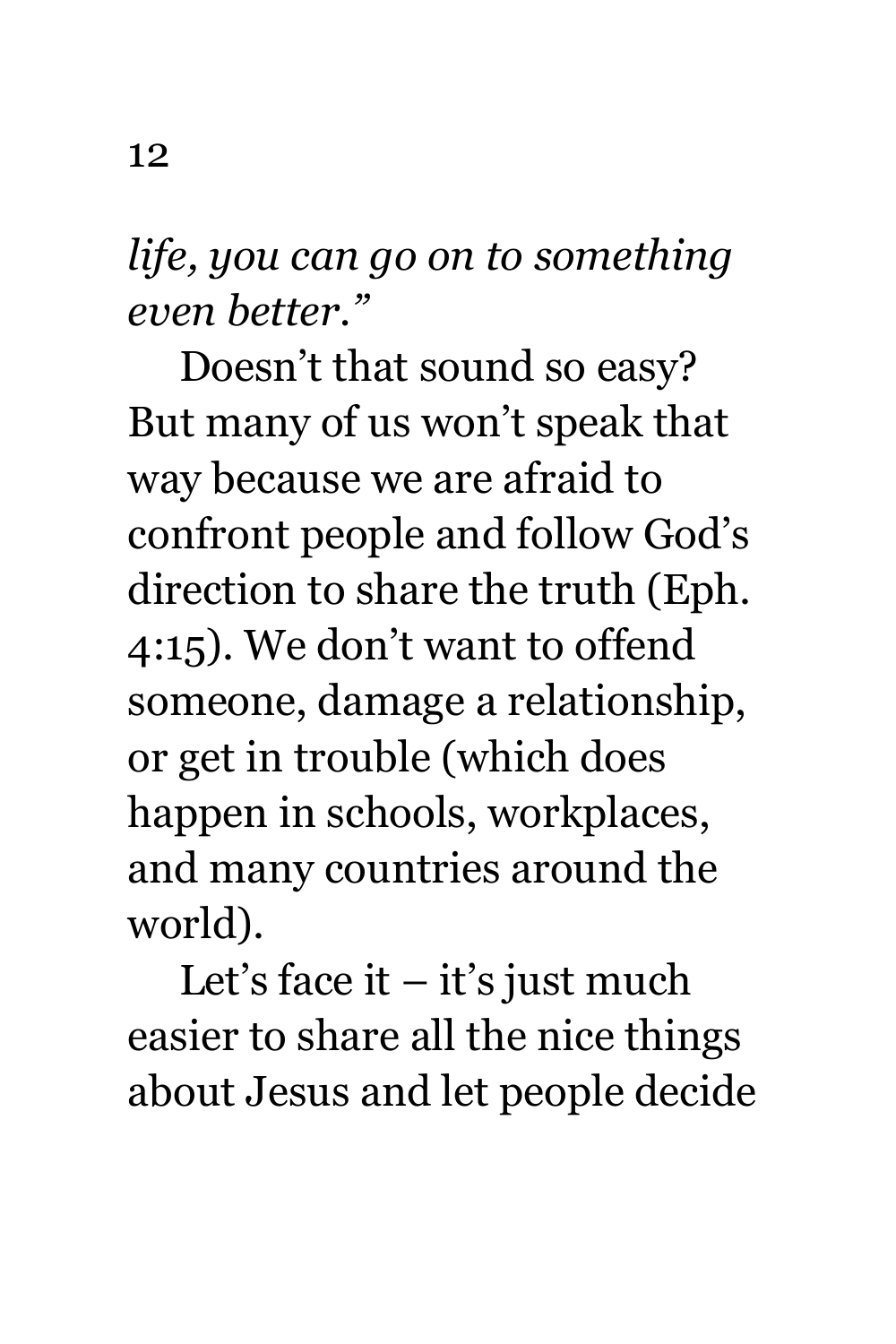*life, you can go on to something even better."*

Doesn't that sound so easy? But many of us won't speak that way because we are afraid to confront people and follow God's direction to share the truth (Eph. 4:15). We don't want to offend someone, damage a relationship, or get in trouble (which does happen in schools, workplaces, and many countries around the world).

Let's face it – it's just much easier to share all the nice things about Jesus and let people decide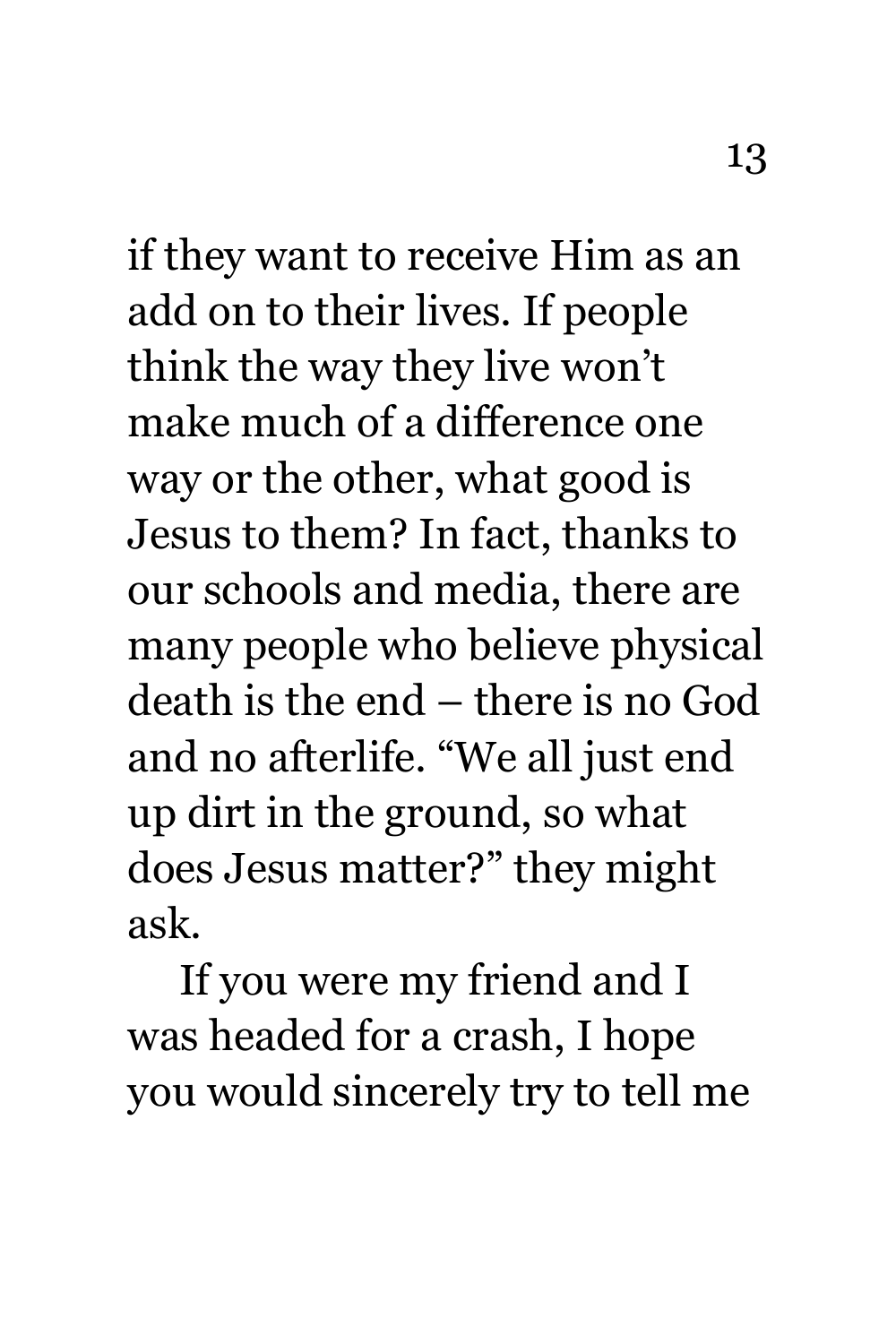if they want to receive Him as an add on to their lives. If people think the way they live won't make much of a difference one way or the other, what good is Jesus to them? In fact, thanks to our schools and media, there are many people who believe physical death is the end – there is no God and no afterlife. "We all just end up dirt in the ground, so what does Jesus matter?" they might ask.

If you were my friend and I was headed for a crash, I hope you would sincerely try to tell me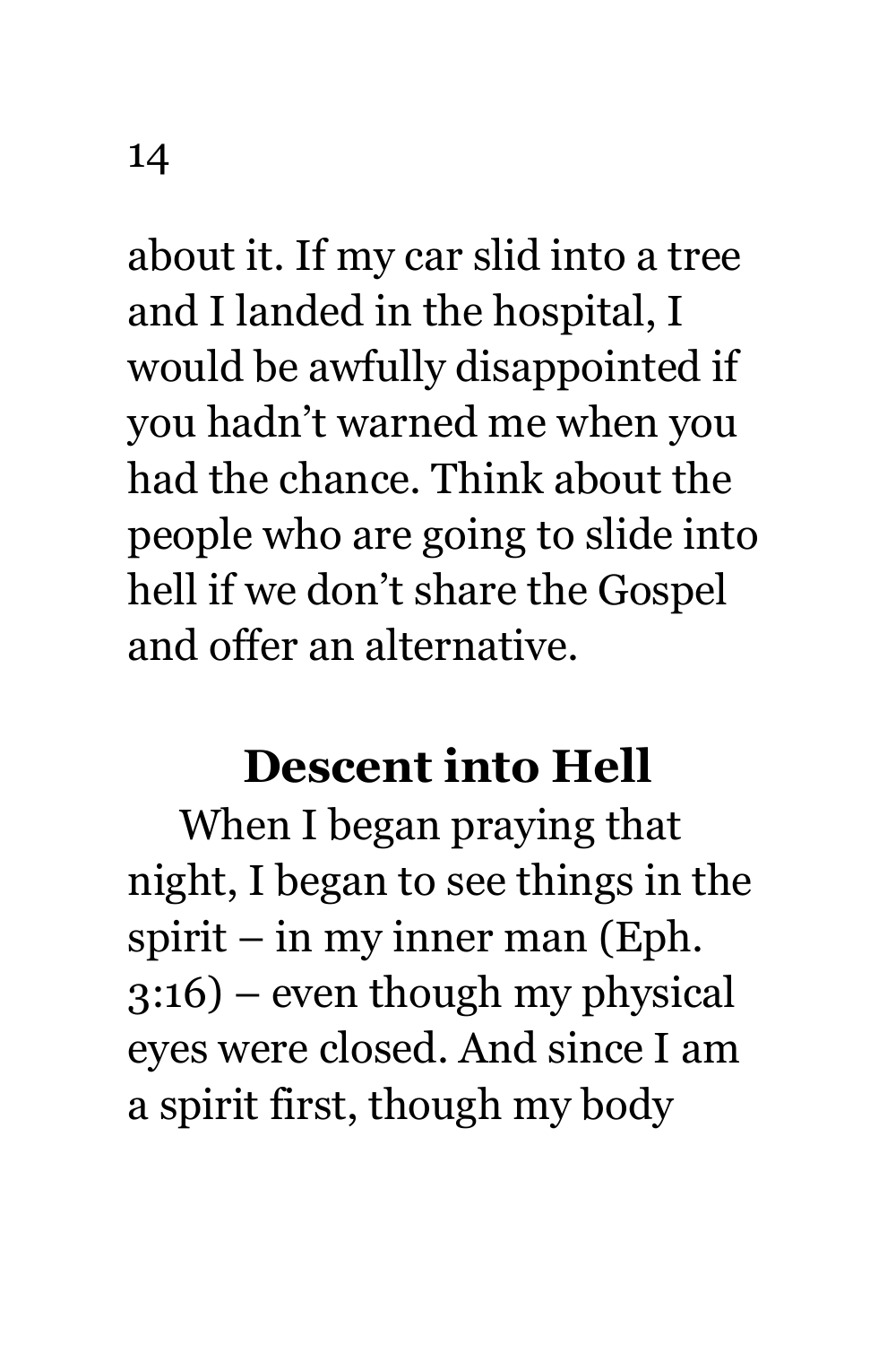about it. If my car slid into a tree and I landed in the hospital, I would be awfully disappointed if you hadn't warned me when you had the chance. Think about the people who are going to slide into hell if we don't share the Gospel and offer an alternative.

## Descent into Hell

When I began praying that night, I began to see things in the spirit – in my inner man (Eph. 3:16) – even though my physical eyes were closed. And since I am a spirit first, though my body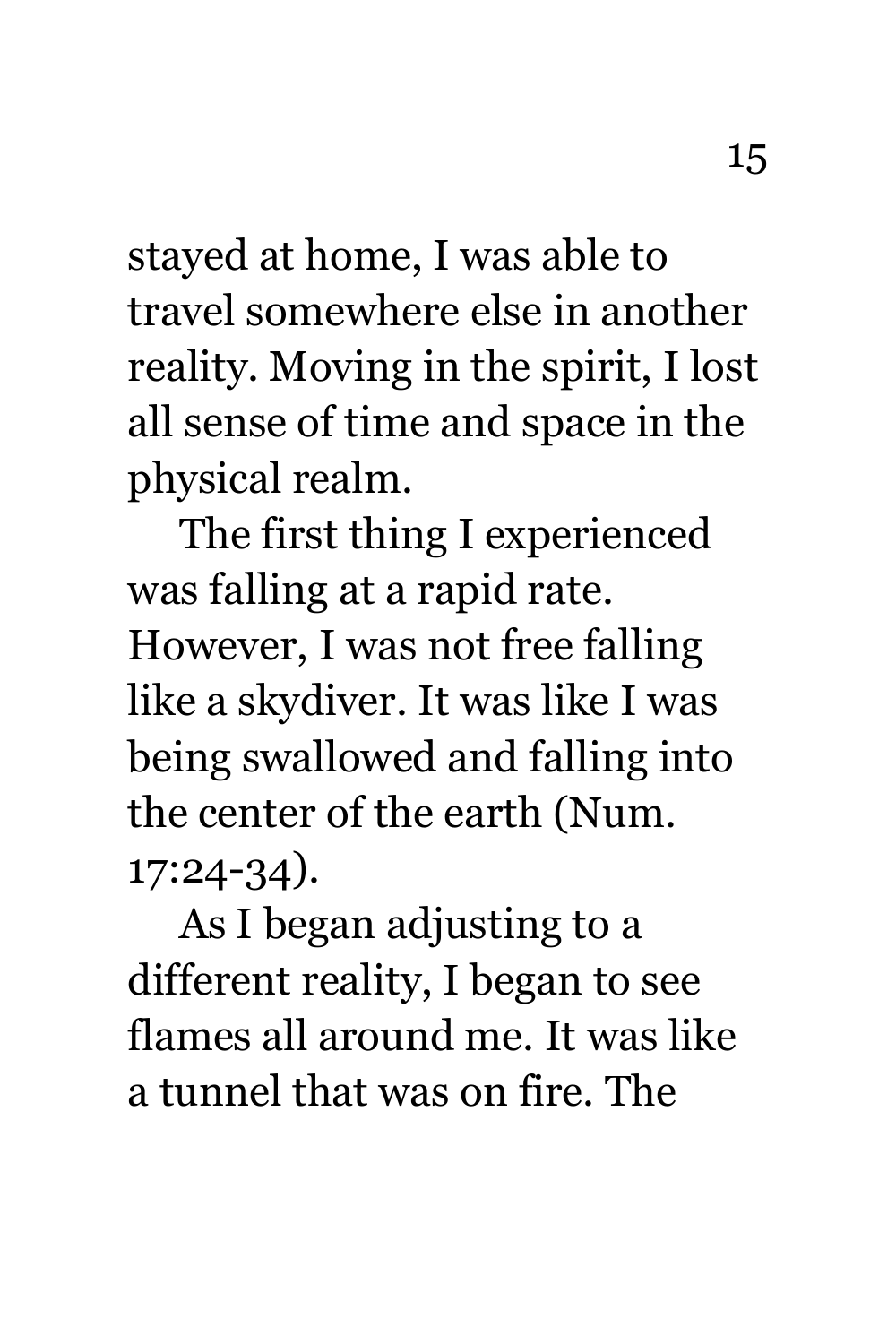stayed at home, I was able to travel somewhere else in another reality. Moving in the spirit, I lost all sense of time and space in the physical realm.

The first thing I experienced was falling at a rapid rate. However, I was not free falling like a skydiver. It was like I was being swallowed and falling into the center of the earth (Num. 17:24-34).

As I began adjusting to a different reality, I began to see flames all around me. It was like a tunnel that was on fire. The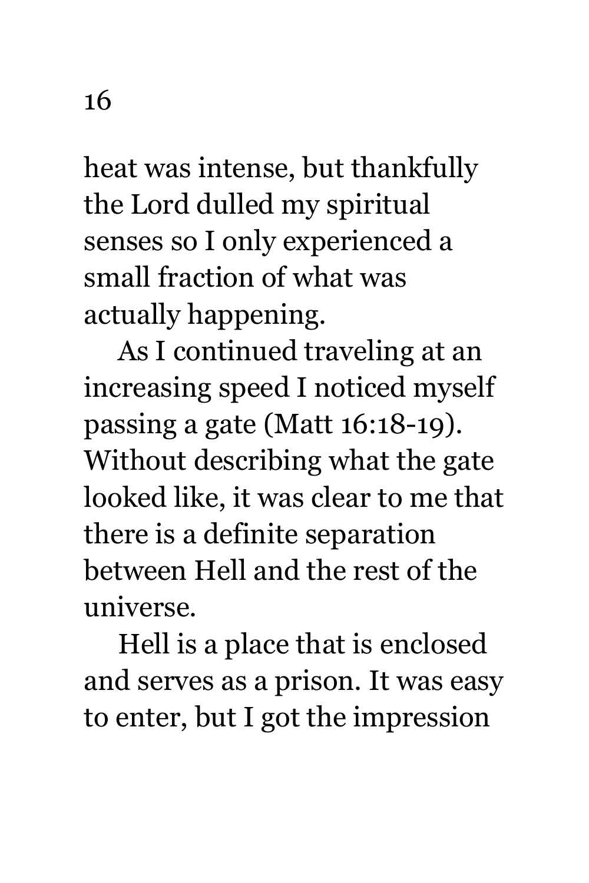heat was intense, but thankfully the Lord dulled my spiritual senses so I only experienced a small fraction of what was actually happening.

As I continued traveling at an increasing speed I noticed myself passing a gate (Matt 16:18-19). Without describing what the gate looked like, it was clear to me that there is a definite separation between Hell and the rest of the universe.

Hell is a place that is enclosed and serves as a prison. It was easy to enter, but I got the impression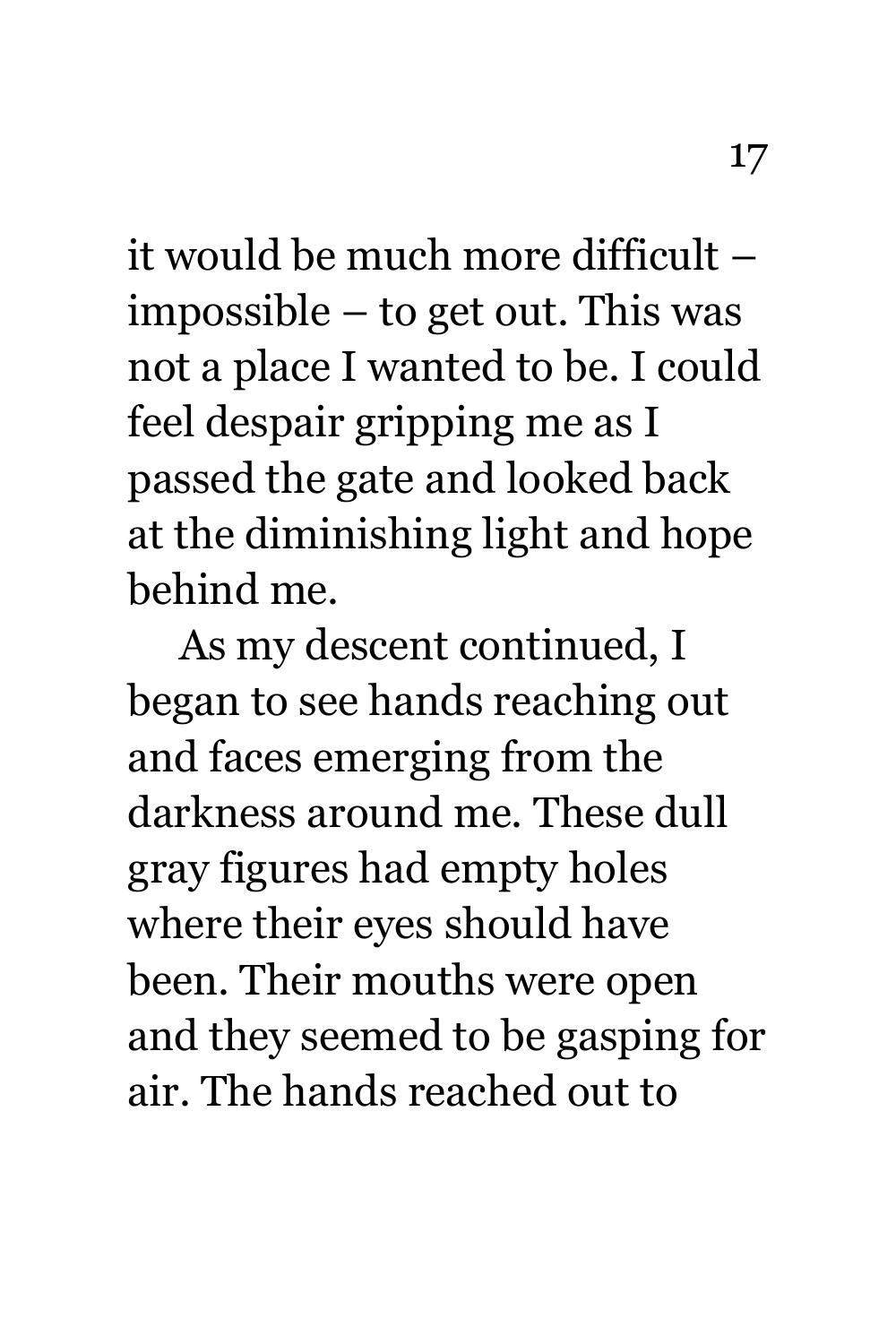it would be much more difficult – impossible – to get out. This was not a place I wanted to be. I could feel despair gripping me as I passed the gate and looked back at the diminishing light and hope behind me.

As my descent continued, I began to see hands reaching out and faces emerging from the darkness around me. These dull gray figures had empty holes where their eyes should have been. Their mouths were open and they seemed to be gasping for air. The hands reached out to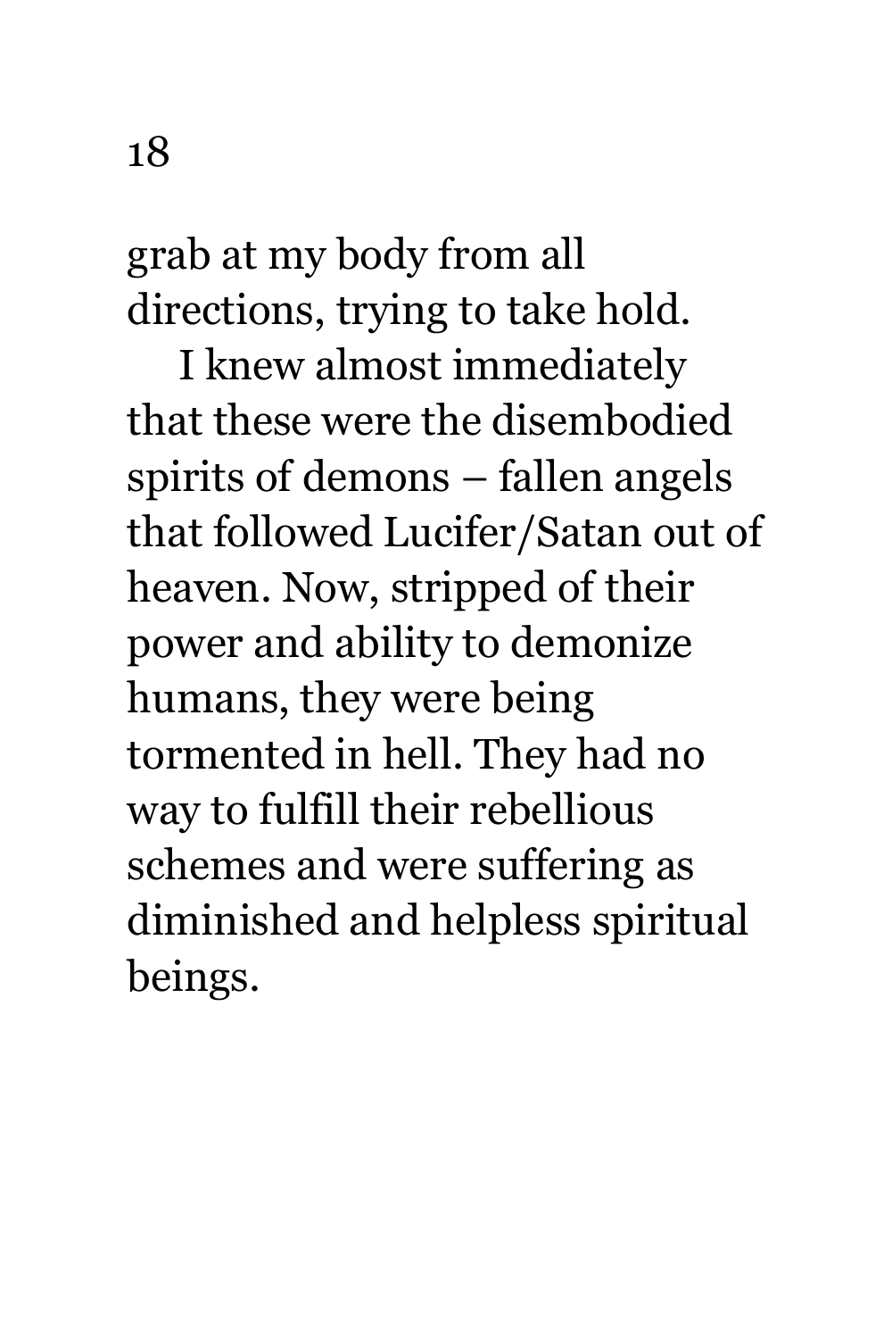grab at my body from all directions, trying to take hold.

I knew almost immediately that these were the disembodied spirits of demons – fallen angels that followed Lucifer/Satan out of heaven. Now, stripped of their power and ability to demonize humans, they were being tormented in hell. They had no way to fulfill their rebellious schemes and were suffering as diminished and helpless spiritual beings.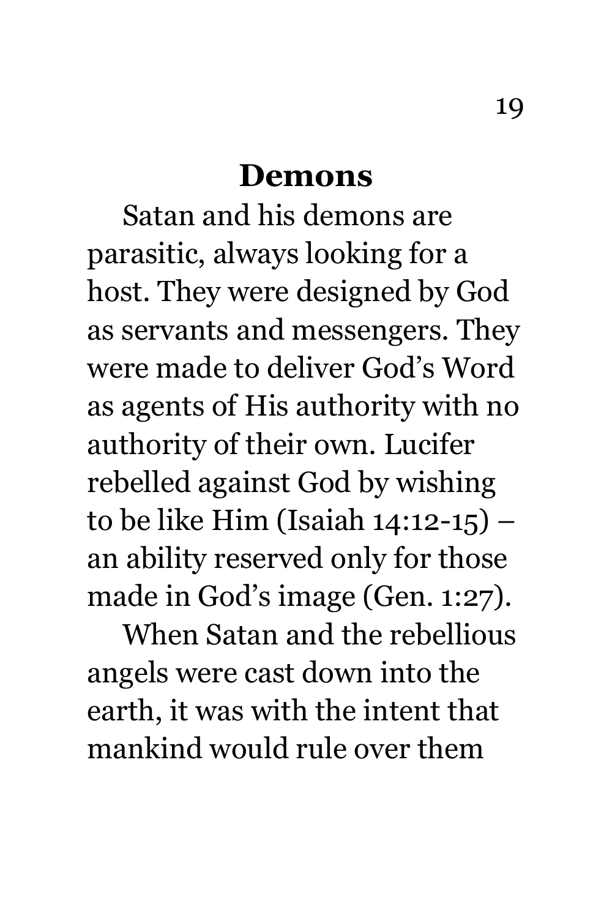## Demons

Satan and his demons are parasitic, always looking for a host. They were designed by God as servants and messengers. They were made to deliver God's Word as agents of His authority with no authority of their own. Lucifer rebelled against God by wishing to be like Him (Isaiah 14:12-15) – an ability reserved only for those made in God's image (Gen. 1:27).

When Satan and the rebellious angels were cast down into the earth, it was with the intent that mankind would rule over them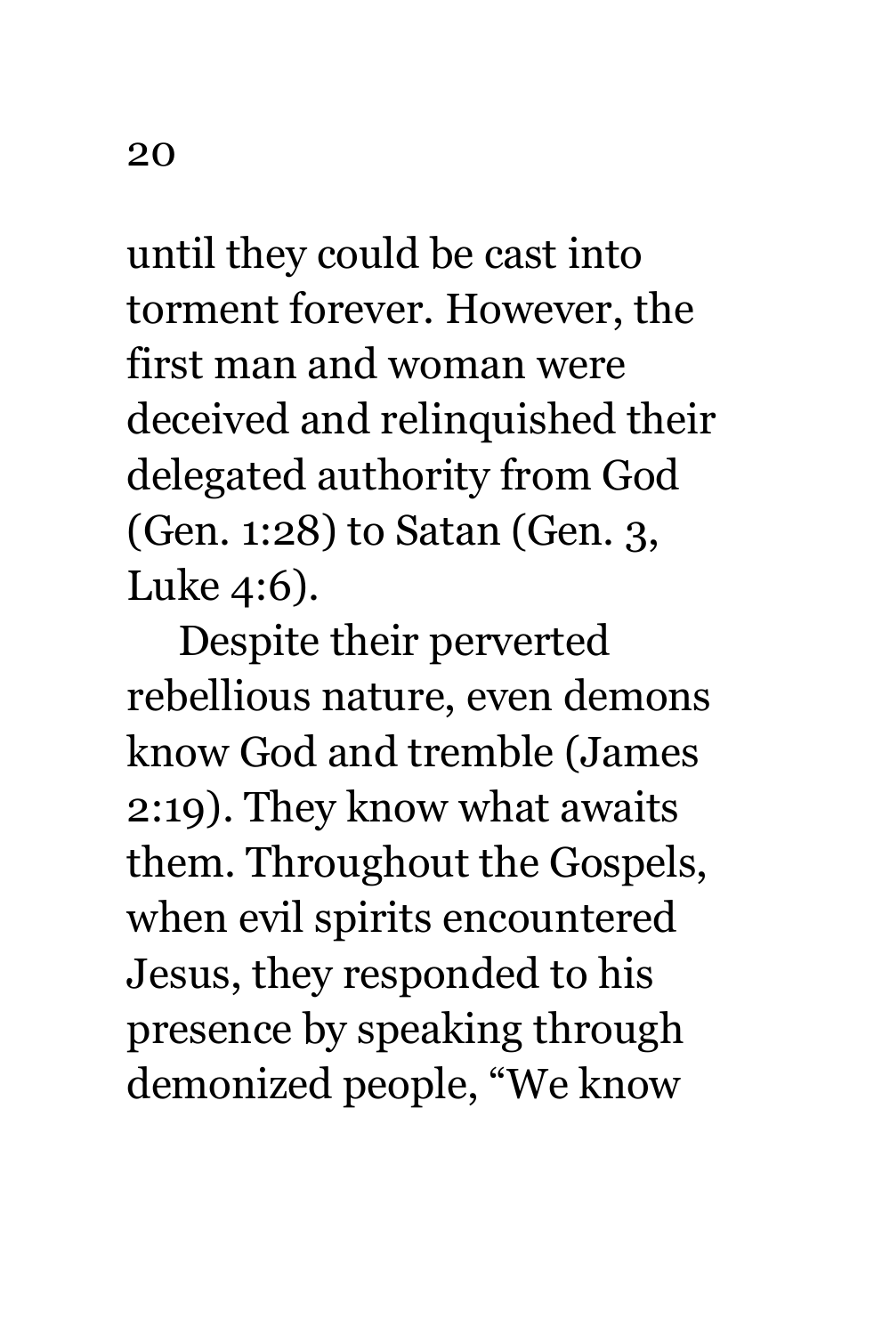until they could be cast into torment forever. However, the first man and woman were deceived and relinquished their delegated authority from God (Gen. 1:28) to Satan (Gen. 3, Luke 4:6).

Despite their perverted rebellious nature, even demons know God and tremble (James 2:19). They know what awaits them. Throughout the Gospels, when evil spirits encountered Jesus, they responded to his presence by speaking through demonized people, "We know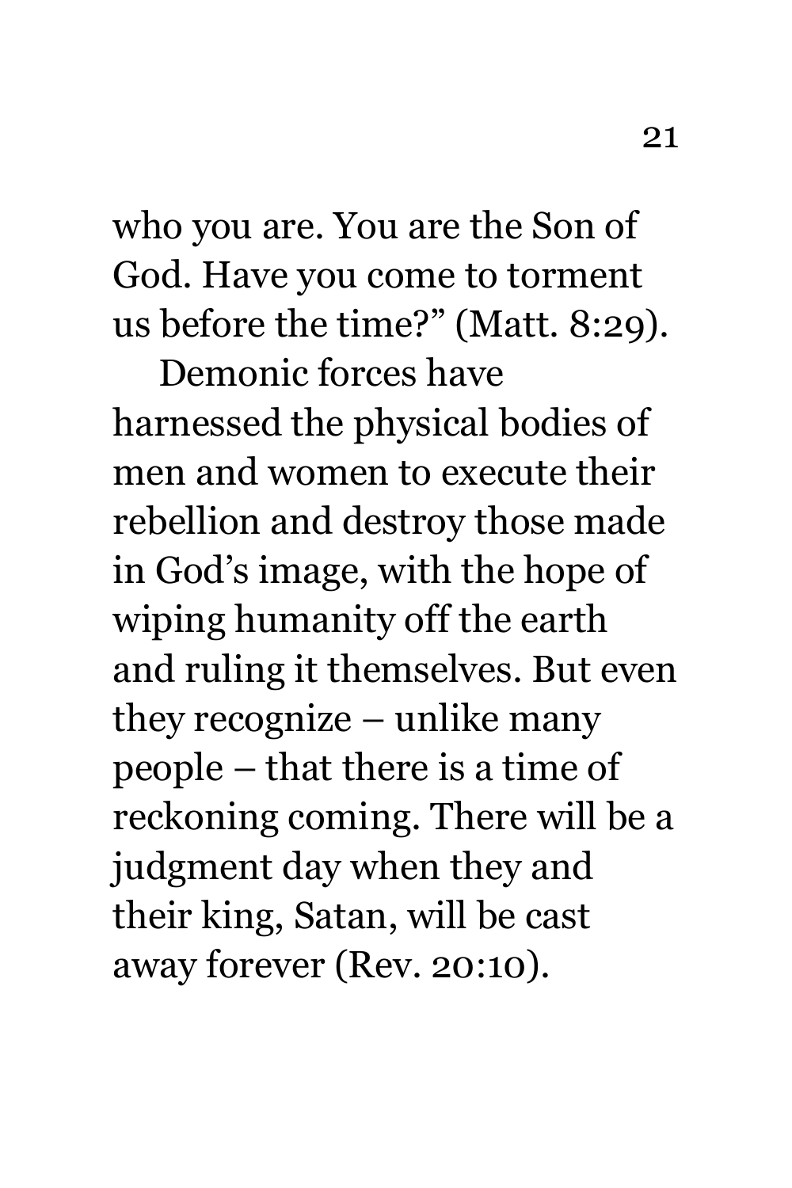who you are. You are the Son of God. Have you come to torment us before the time?" (Matt. 8:29).

Demonic forces have harnessed the physical bodies of men and women to execute their rebellion and destroy those made in God's image, with the hope of wiping humanity off the earth and ruling it themselves. But even they recognize – unlike many people – that there is a time of reckoning coming. There will be a judgment day when they and their king, Satan, will be cast away forever (Rev. 20:10).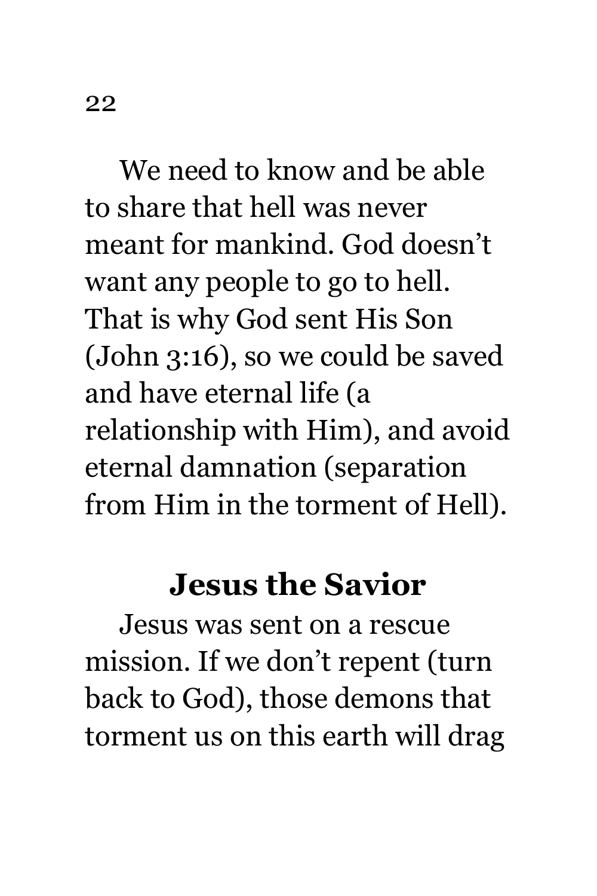We need to know and be able to share that hell was never meant for mankind. God doesn't want any people to go to hell. That is why God sent His Son (John 3:16), so we could be saved and have eternal life (a relationship with Him), and avoid eternal damnation (separation from Him in the torment of Hell).

## Jesus the Savior

Jesus was sent on a rescue mission. If we don't repent (turn back to God), those demons that torment us on this earth will drag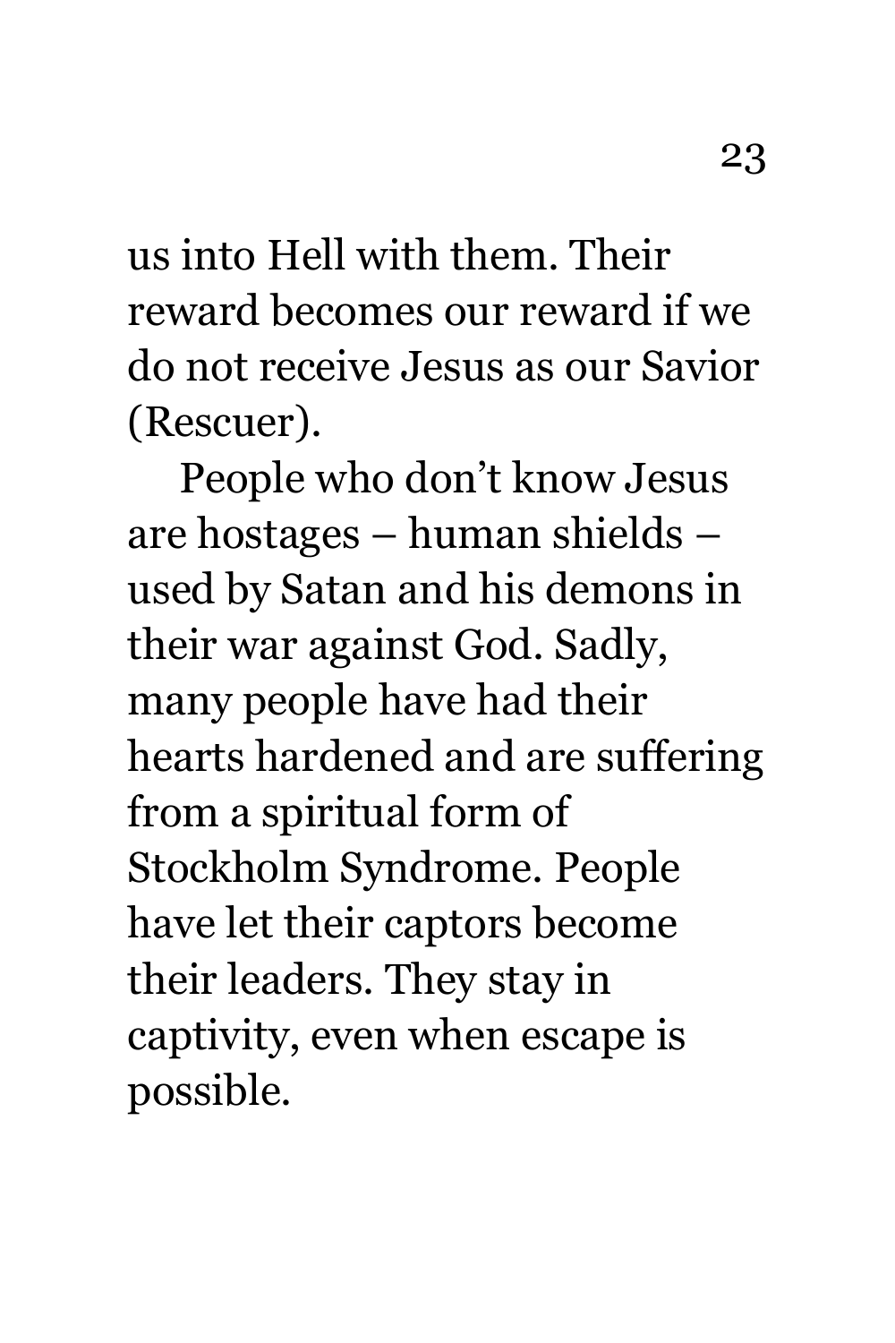us into Hell with them. Their reward becomes our reward if we do not receive Jesus as our Savior (Rescuer).

People who don't know Jesus are hostages – human shields – used by Satan and his demons in their war against God. Sadly, many people have had their hearts hardened and are suffering from a spiritual form of Stockholm Syndrome. People have let their captors become their leaders. They stay in captivity, even when escape is possible.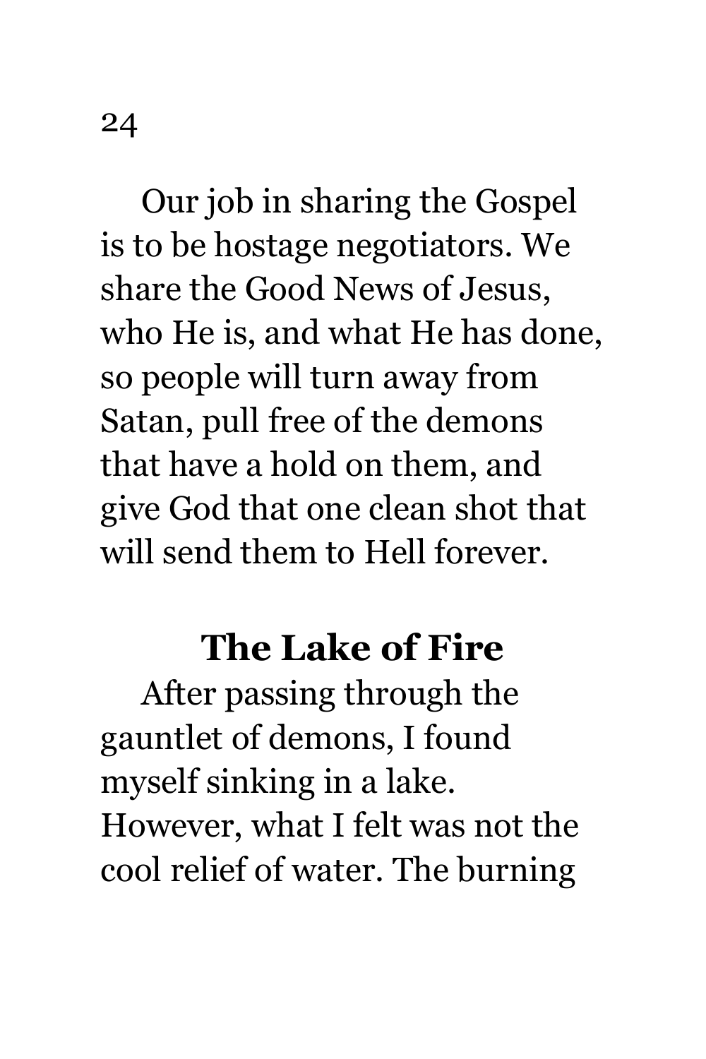Our job in sharing the Gospel is to be hostage negotiators. We share the Good News of Jesus, who He is, and what He has done, so people will turn away from Satan, pull free of the demons that have a hold on them, and give God that one clean shot that will send them to Hell forever.

## The Lake of Fire

After passing through the gauntlet of demons, I found myself sinking in a lake. However, what I felt was not the cool relief of water. The burning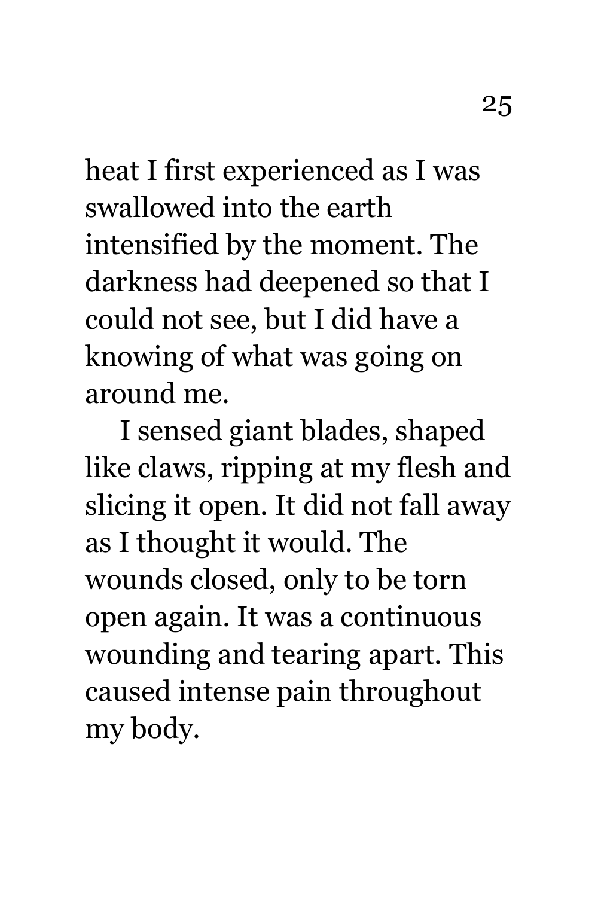heat I first experienced as I was swallowed into the earth intensified by the moment. The darkness had deepened so that I could not see, but I did have a knowing of what was going on around me.

I sensed giant blades, shaped like claws, ripping at my flesh and slicing it open. It did not fall away as I thought it would. The wounds closed, only to be torn open again. It was a continuous wounding and tearing apart. This caused intense pain throughout my body.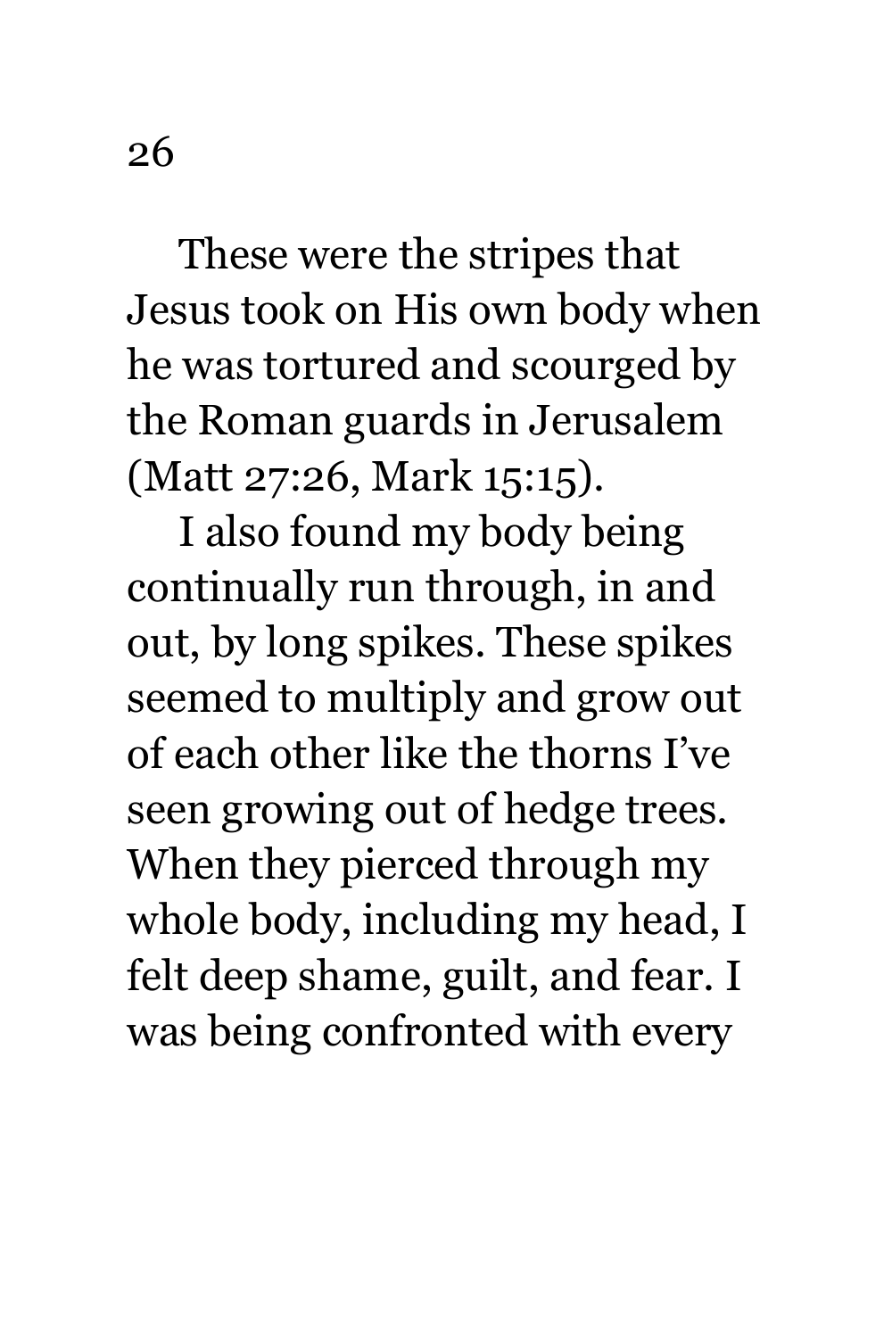These were the stripes that Jesus took on His own body when he was tortured and scourged by the Roman guards in Jerusalem (Matt 27:26, Mark 15:15).

I also found my body being continually run through, in and out, by long spikes. These spikes seemed to multiply and grow out of each other like the thorns I've seen growing out of hedge trees. When they pierced through my whole body, including my head, I felt deep shame, guilt, and fear. I was being confronted with every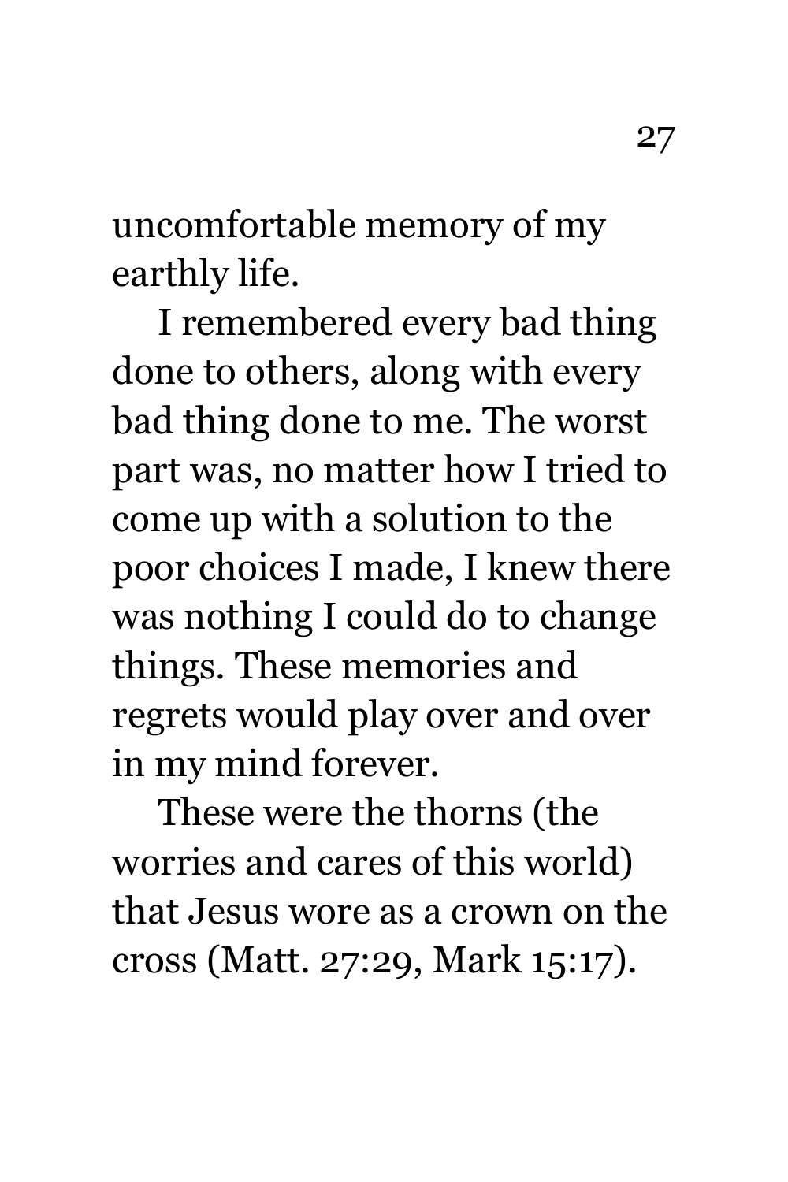uncomfortable memory of my earthly life.

I remembered every bad thing done to others, along with every bad thing done to me. The worst part was, no matter how I tried to come up with a solution to the poor choices I made, I knew there was nothing I could do to change things. These memories and regrets would play over and over in my mind forever.

These were the thorns (the worries and cares of this world) that Jesus wore as a crown on the cross (Matt. 27:29, Mark 15:17).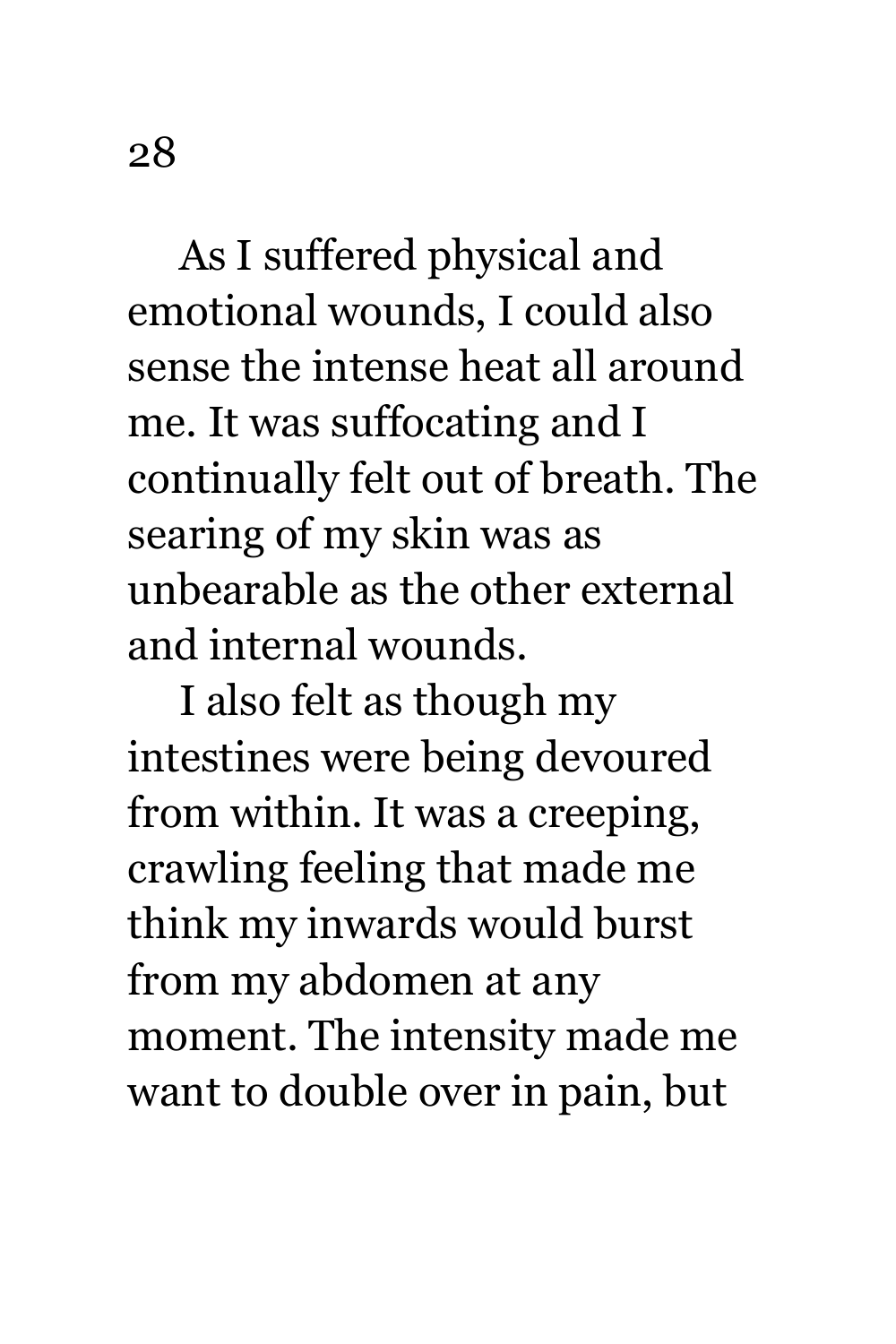As I suffered physical and emotional wounds, I could also sense the intense heat all around me. It was suffocating and I continually felt out of breath. The searing of my skin was as unbearable as the other external and internal wounds.

I also felt as though my intestines were being devoured from within. It was a creeping, crawling feeling that made me think my inwards would burst from my abdomen at any moment. The intensity made me want to double over in pain, but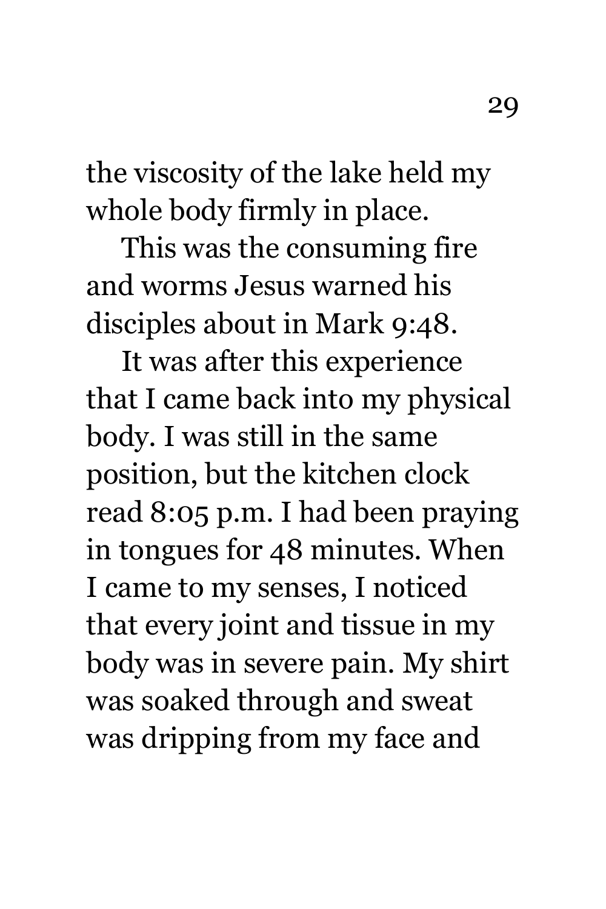the viscosity of the lake held my whole body firmly in place.

This was the consuming fire and worms Jesus warned his disciples about in Mark 9:48.

It was after this experience that I came back into my physical body. I was still in the same position, but the kitchen clock read 8:05 p.m. I had been praying in tongues for 48 minutes. When I came to my senses, I noticed that every joint and tissue in my body was in severe pain. My shirt was soaked through and sweat was dripping from my face and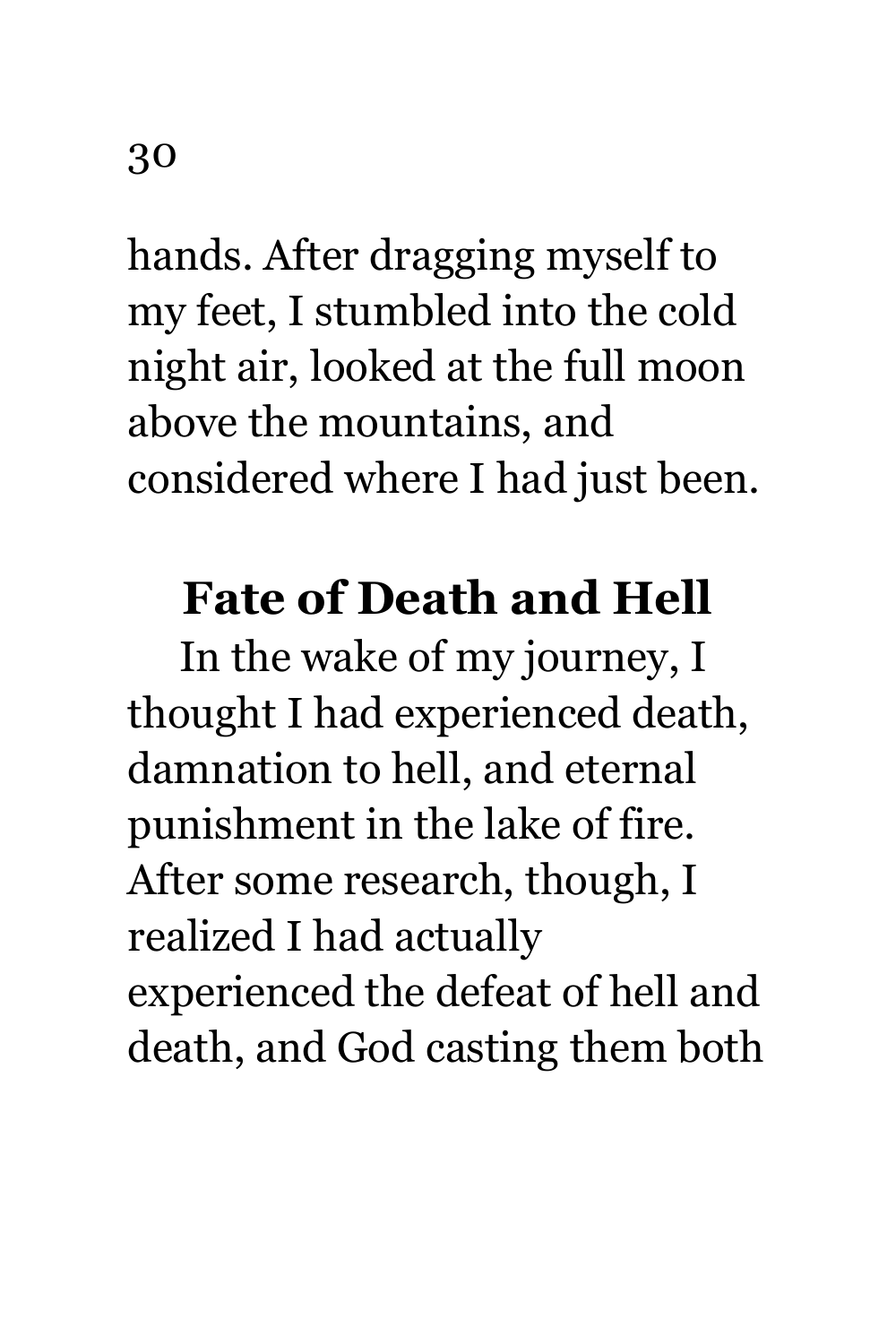hands. After dragging myself to my feet, I stumbled into the cold night air, looked at the full moon above the mountains, and considered where I had just been.

## Fate of Death and Hell

In the wake of my journey, I thought I had experienced death, damnation to hell, and eternal punishment in the lake of fire. After some research, though, I realized I had actually experienced the defeat of hell and death, and God casting them both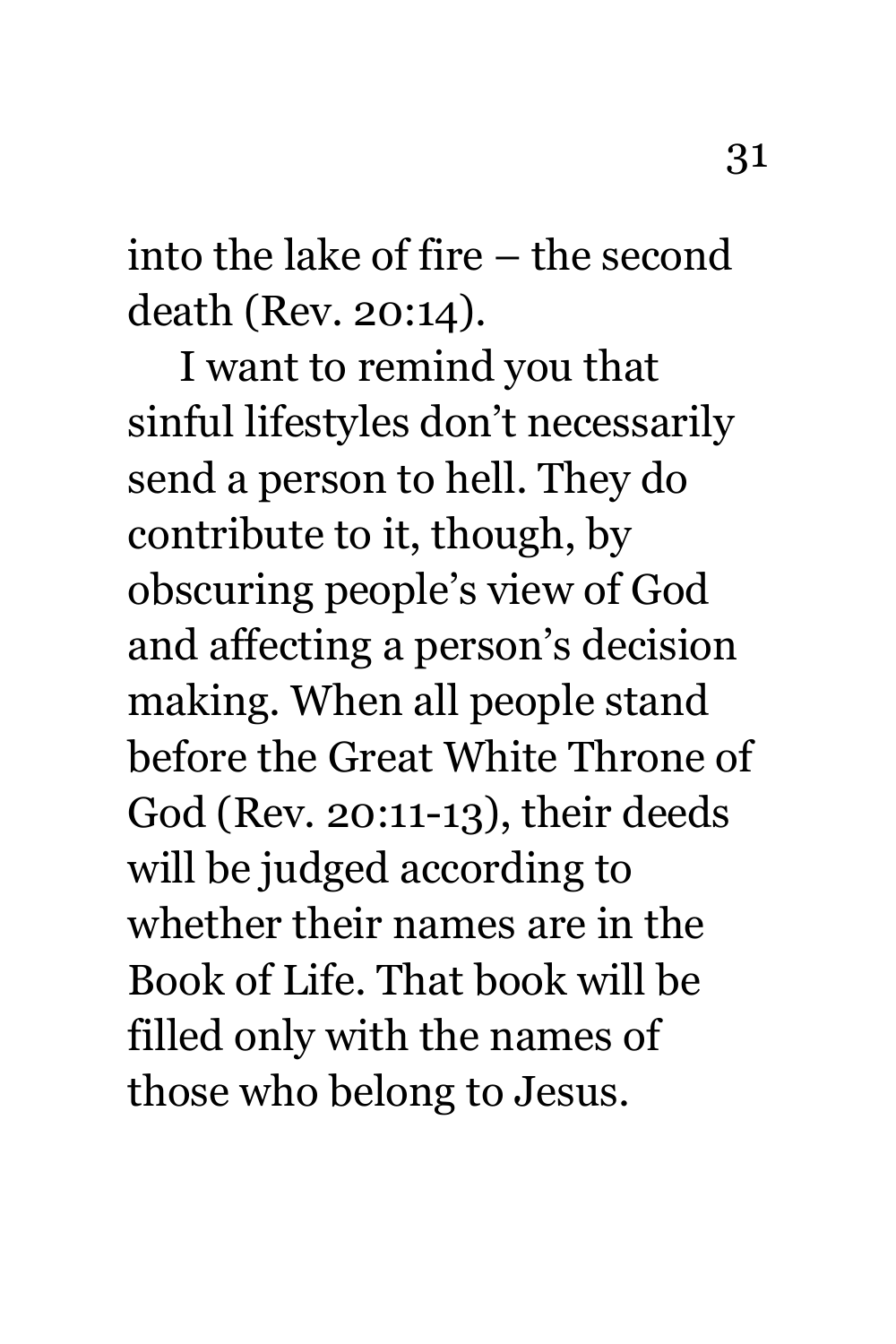into the lake of fire – the second death (Rev. 20:14).

I want to remind you that sinful lifestyles don't necessarily send a person to hell. They do contribute to it, though, by obscuring people's view of God and affecting a person's decision making. When all people stand before the Great White Throne of God (Rev. 20:11-13), their deeds will be judged according to whether their names are in the Book of Life. That book will be filled only with the names of those who belong to Jesus.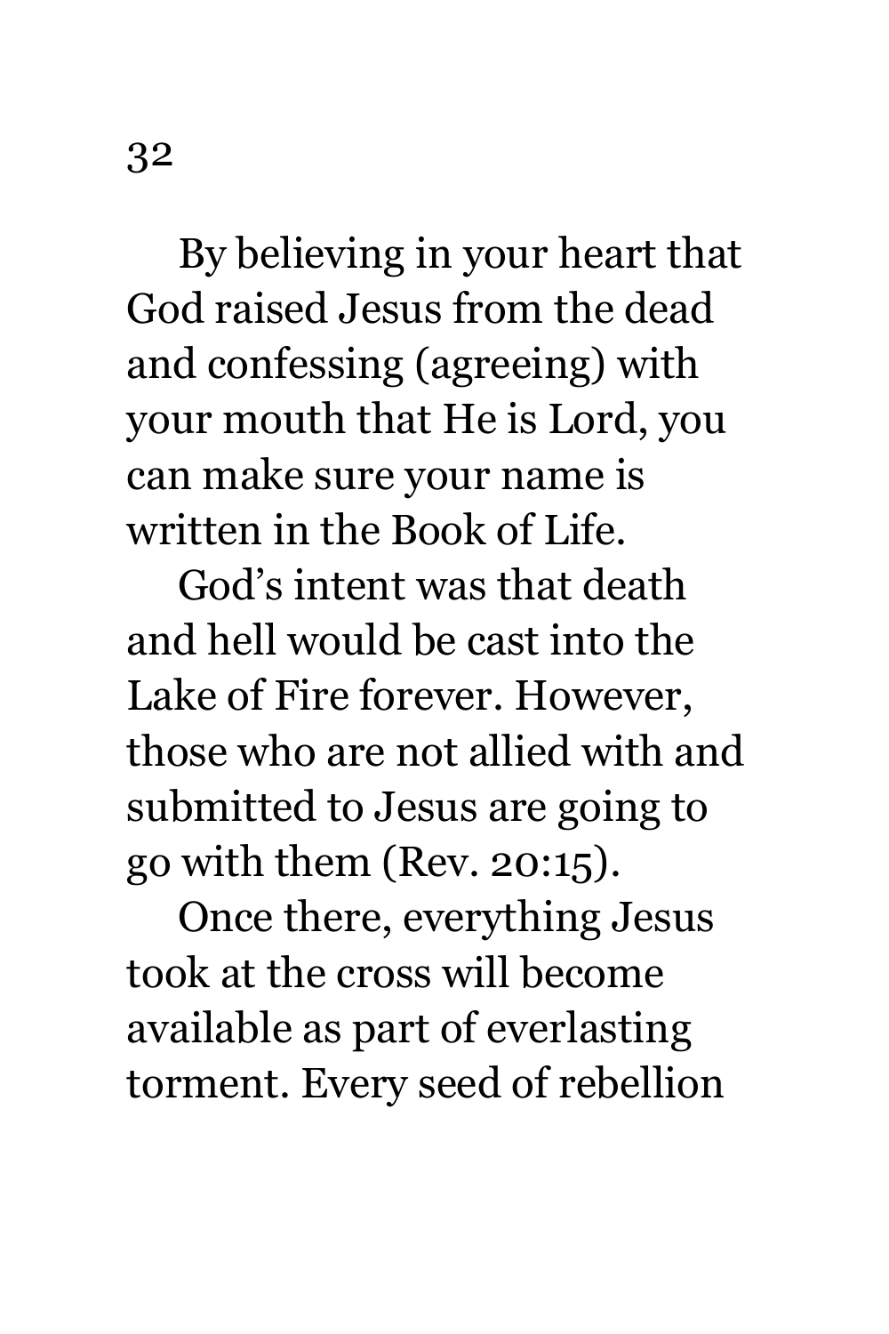By believing in your heart that God raised Jesus from the dead and confessing (agreeing) with your mouth that He is Lord, you can make sure your name is written in the Book of Life.

God's intent was that death and hell would be cast into the Lake of Fire forever. However, those who are not allied with and submitted to Jesus are going to go with them (Rev. 20:15).

Once there, everything Jesus took at the cross will become available as part of everlasting torment. Every seed of rebellion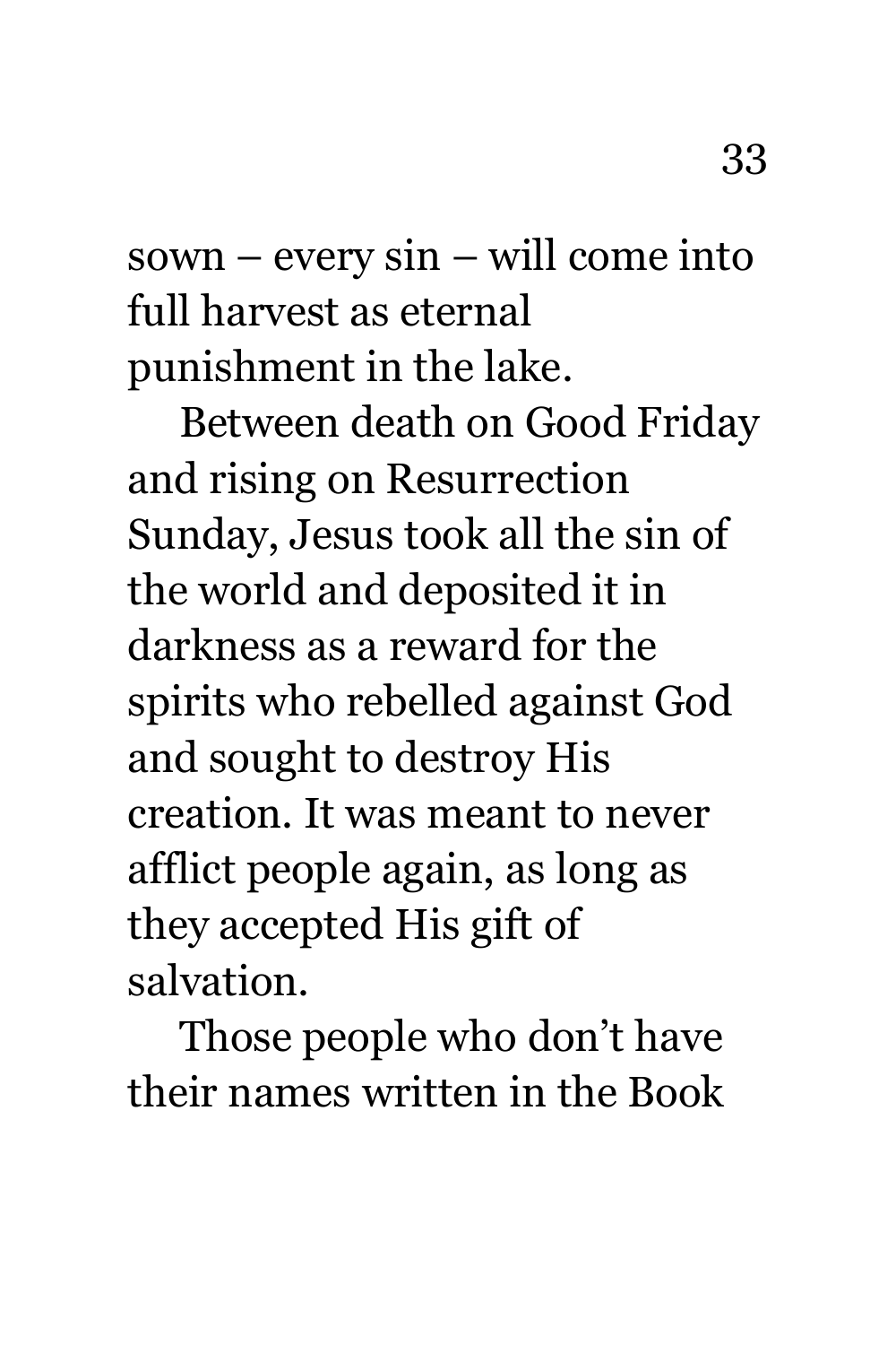sown – every sin – will come into full harvest as eternal punishment in the lake.

Between death on Good Friday and rising on Resurrection Sunday, Jesus took all the sin of the world and deposited it in darkness as a reward for the spirits who rebelled against God and sought to destroy His creation. It was meant to never afflict people again, as long as they accepted His gift of salvation.

Those people who don't have their names written in the Book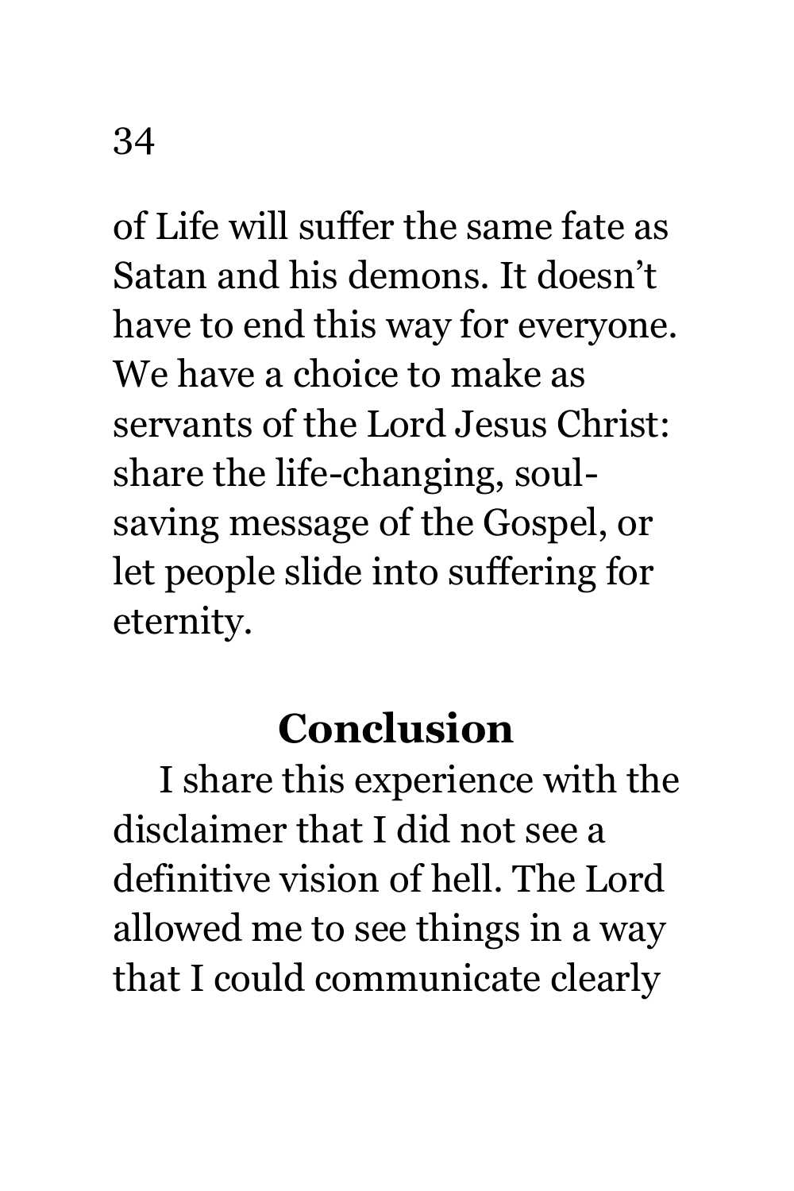of Life will suffer the same fate as Satan and his demons. It doesn't have to end this way for everyone. We have a choice to make as servants of the Lord Jesus Christ: share the life-changing, soul-saving message of the Gospel, or let people slide into suffering for eternity.

## Conclusion

I share this experience with the disclaimer that I did not see a definitive vision of hell. The Lord allowed me to see things in a way that I could communicate clearly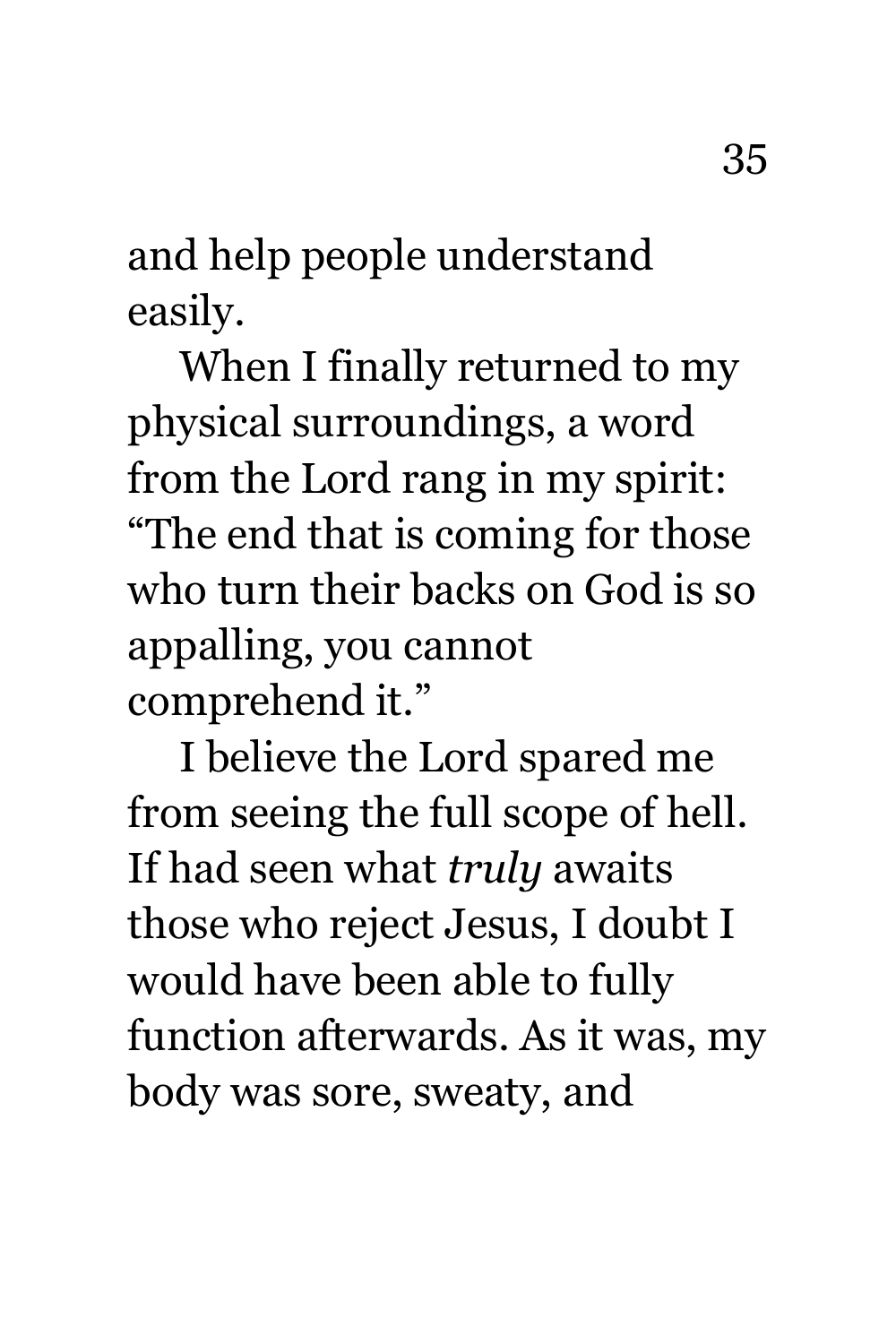and help people understand easily.

When I finally returned to my physical surroundings, a word from the Lord rang in my spirit: "The end that is coming for those who turn their backs on God is so appalling, you cannot comprehend it."

I believe the Lord spared me from seeing the full scope of hell. If had seen what *truly* awaits those who reject Jesus, I doubt I would have been able to fully function afterwards. As it was, my body was sore, sweaty, and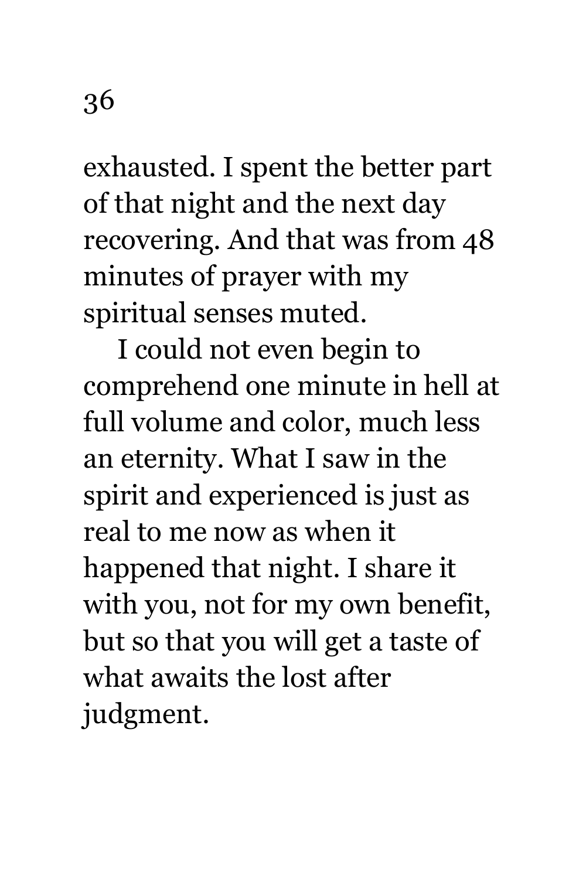exhausted. I spent the better part of that night and the next day recovering. And that was from 48 minutes of prayer with my spiritual senses muted.

I could not even begin to comprehend one minute in hell at full volume and color, much less an eternity. What I saw in the spirit and experienced is just as real to me now as when it happened that night. I share it with you, not for my own benefit, but so that you will get a taste of what awaits the lost after judgment.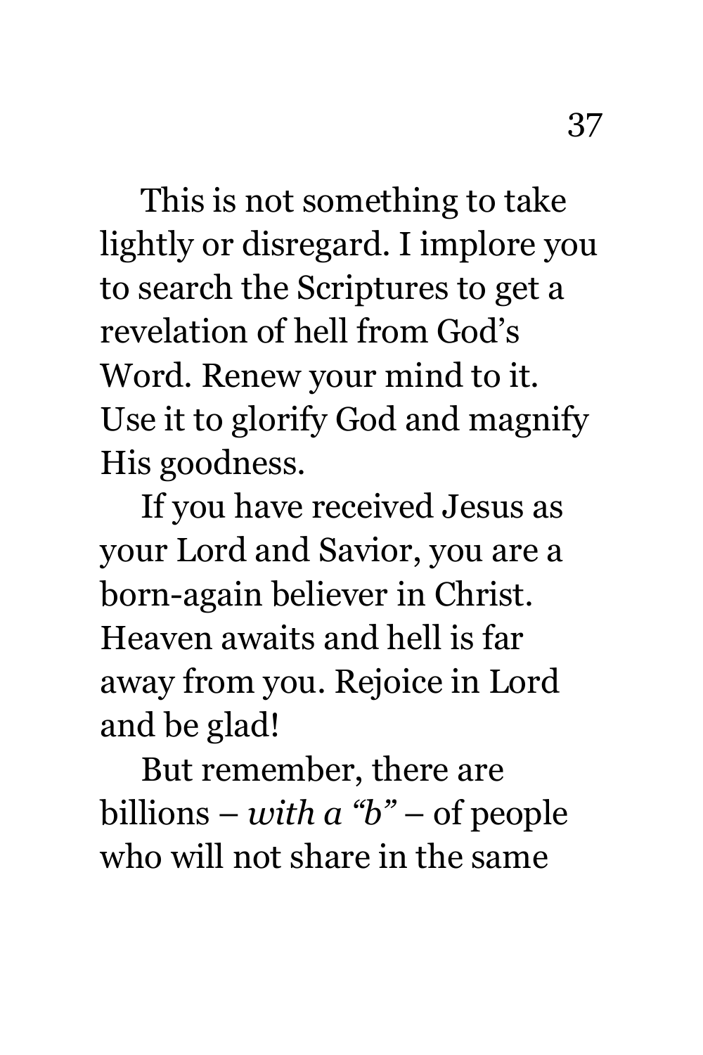This is not something to take lightly or disregard. I implore you to search the Scriptures to get a revelation of hell from God's Word. Renew your mind to it. Use it to glorify God and magnify His goodness.

If you have received Jesus as your Lord and Savior, you are a born-again believer in Christ. Heaven awaits and hell is far away from you. Rejoice in Lord and be glad!

But remember, there are billions – *with a "b"* – of people who will not share in the same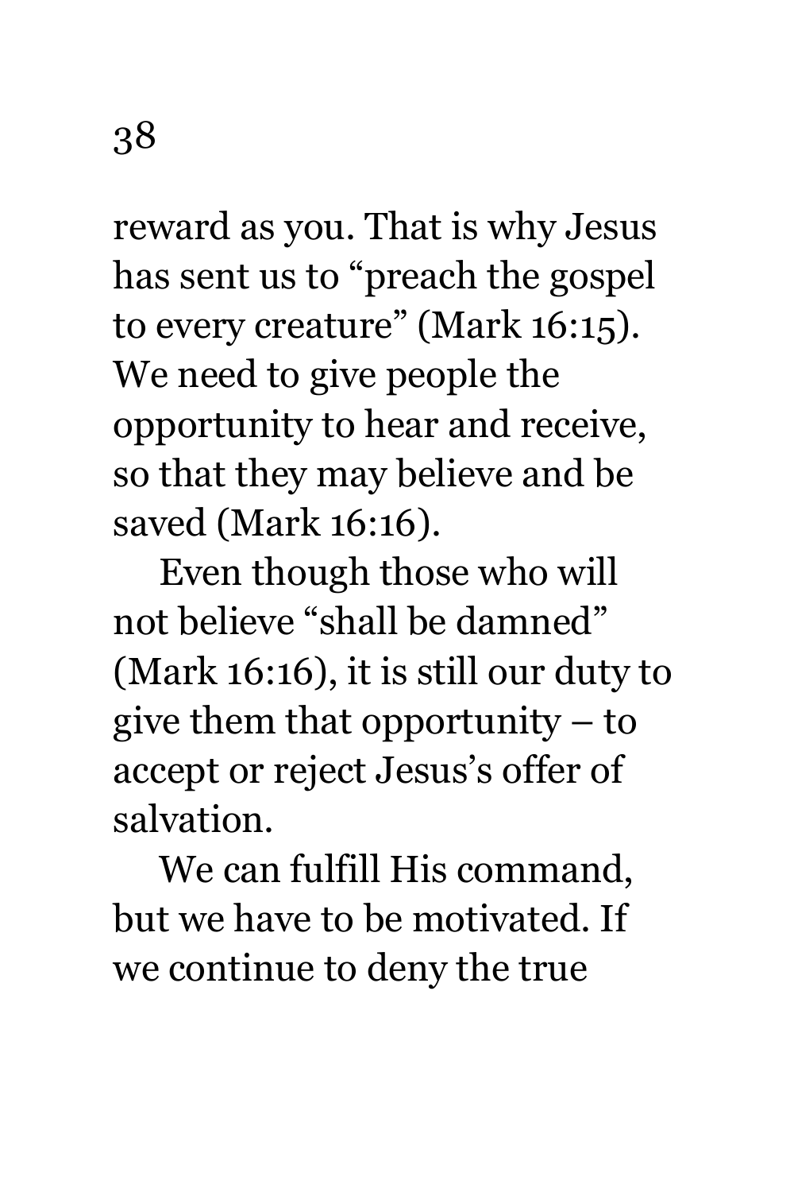reward as you. That is why Jesus has sent us to "preach the gospel to every creature" (Mark 16:15). We need to give people the opportunity to hear and receive, so that they may believe and be saved (Mark 16:16).

Even though those who will not believe "shall be damned" (Mark 16:16), it is still our duty to give them that opportunity – to accept or reject Jesus's offer of salvation.

We can fulfill His command, but we have to be motivated. If we continue to deny the true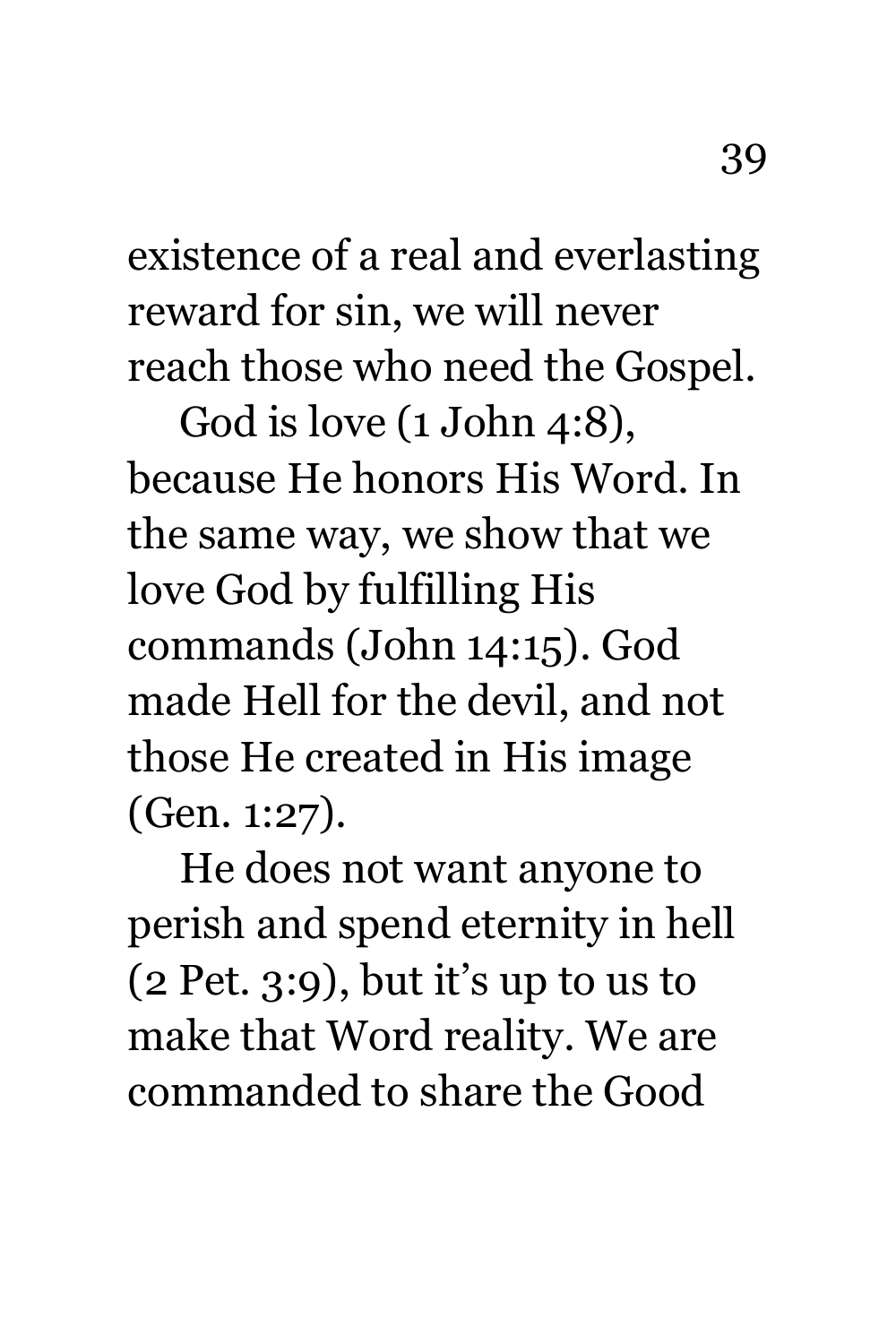existence of a real and everlasting reward for sin, we will never reach those who need the Gospel.

God is love (1 John 4:8), because He honors His Word. In the same way, we show that we love God by fulfilling His commands (John 14:15). God made Hell for the devil, and not those He created in His image (Gen. 1:27).

He does not want anyone to perish and spend eternity in hell (2 Pet. 3:9), but it's up to us to make that Word reality. We are commanded to share the Good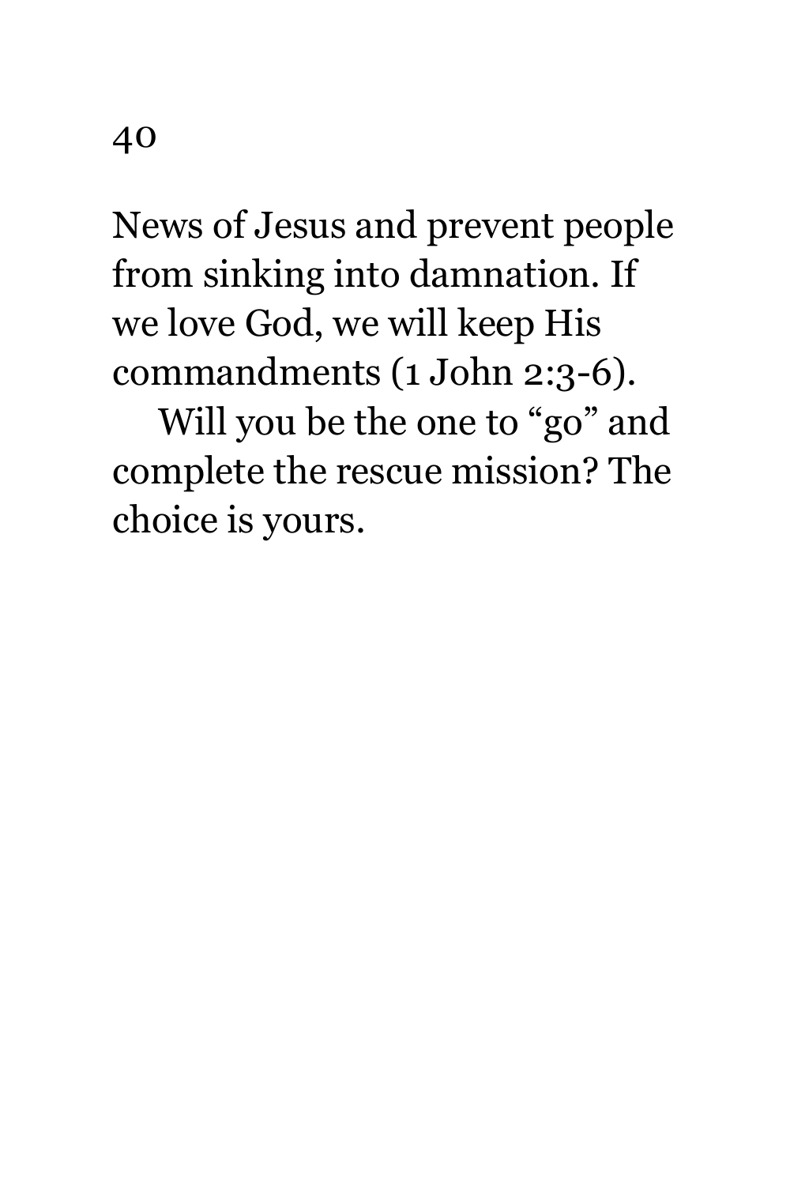News of Jesus and prevent people from sinking into damnation. If we love God, we will keep His commandments (1 John 2:3-6).

Will you be the one to “go” and complete the rescue mission? The choice is yours.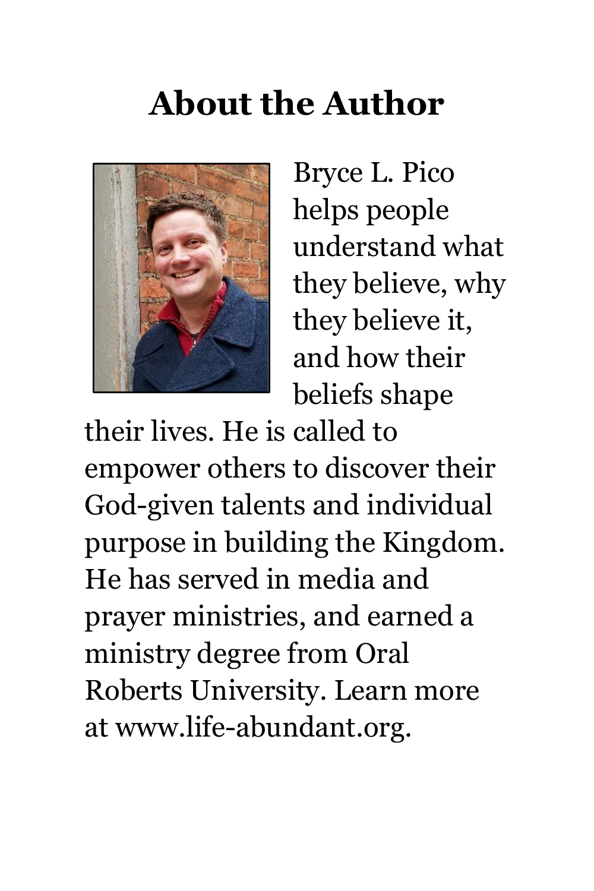# About the Author

Bryce L. Pico helps people understand what they believe, why they believe it, and how their beliefs shape their lives. He is called to empower others to discover their God-given talents and individual purpose in building the Kingdom. He has served in media and prayer ministries, and earned a ministry degree from Oral Roberts University. Learn more at www.life-abundant.org.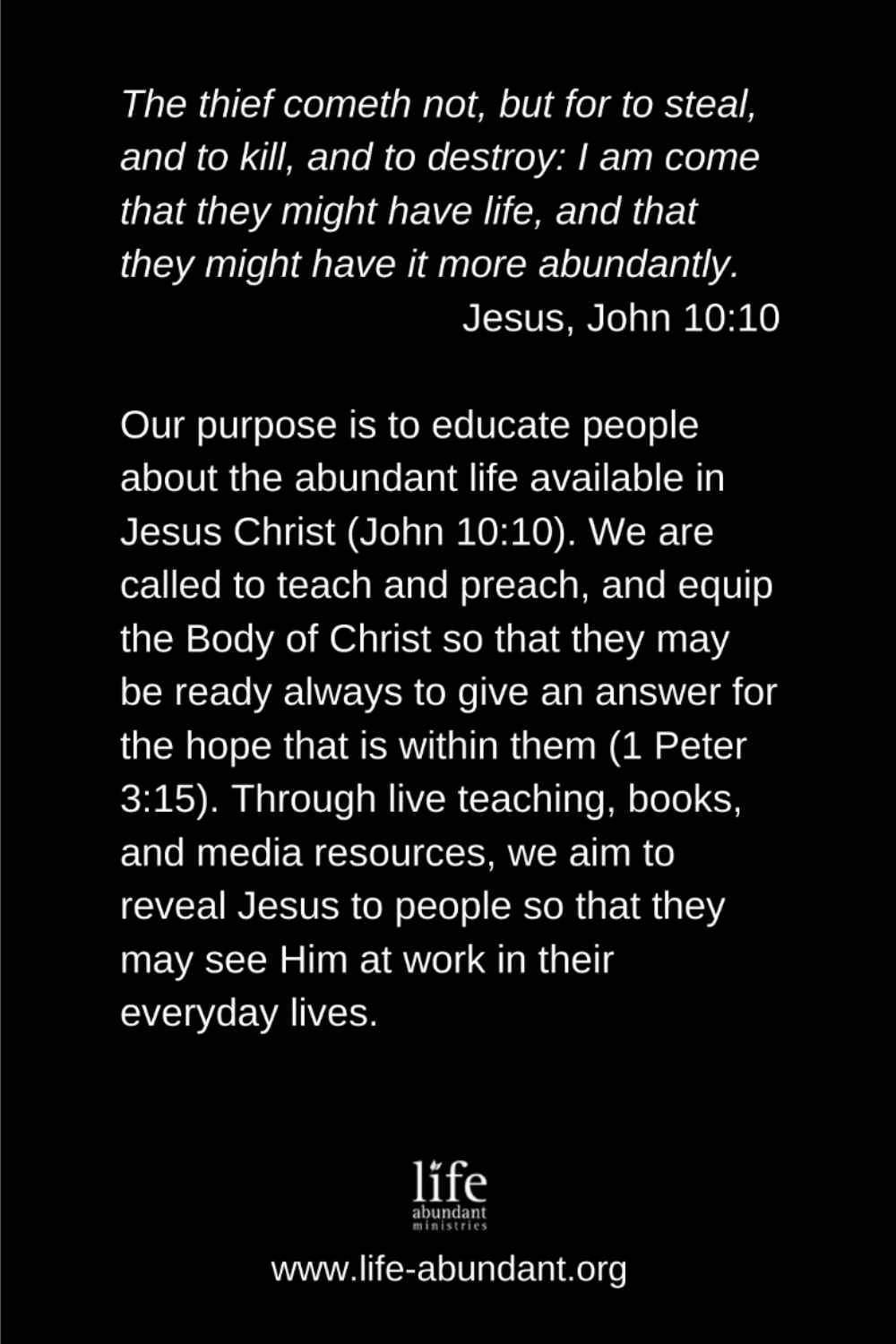*The thief cometh not, but for to steal, and to kill, and to destroy: I am come that they might have life, and that they might have it more abundantly.*

Jesus, John 10:10

Our purpose is to educate people about the abundant life available in Jesus Christ (John 10:10). We are called to teach and preach, and equip the Body of Christ so that they may be ready always to give an answer for the hope that is within them (1 Peter 3:15). Through live teaching, books, and media resources, we aim to reveal Jesus to people so that they may see Him at work in their everyday lives.

life abundant ministries

www.life-abundant.org